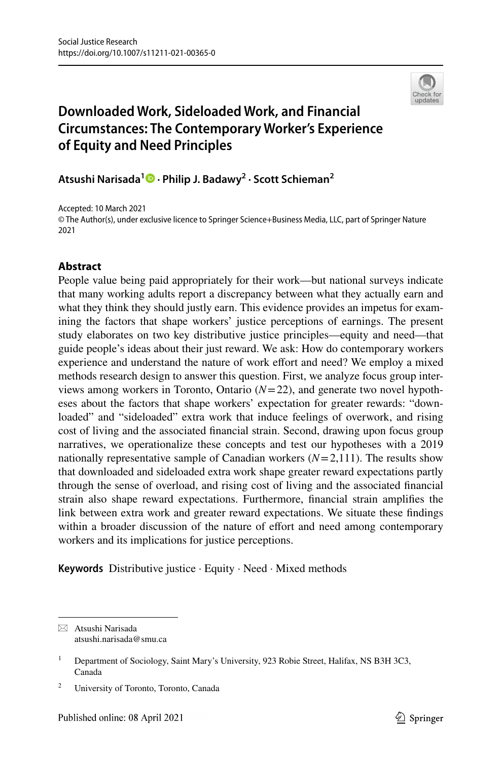Social Justice Research
https://doi.org/10.1007/s11211-021-00365-0

# Downloaded Work, Sideloaded Work, and Financial Circumstances: The Contemporary Worker's Experience of Equity and Need Principles

**Atsushi Narisada[1] · Philip J. Badawy[2] · Scott Schieman[2]**

Accepted: 10 March 2021
© The Author(s), under exclusive licence to Springer Science+Business Media, LLC, part of Springer Nature 2021

## Abstract

People value being paid appropriately for their work—but national surveys indicate that many working adults report a discrepancy between what they actually earn and what they think they should justly earn. This evidence provides an impetus for examining the factors that shape workers' justice perceptions of earnings. The present study elaborates on two key distributive justice principles—equity and need—that guide people's ideas about their just reward. We ask: How do contemporary workers experience and understand the nature of work effort and need? We employ a mixed methods research design to answer this question. First, we analyze focus group interviews among workers in Toronto, Ontario ($N = 22$), and generate two novel hypotheses about the factors that shape workers' expectation for greater rewards: "downloaded" and "sideloaded" extra work that induce feelings of overwork, and rising cost of living and the associated financial strain. Second, drawing upon focus group narratives, we operationalize these concepts and test our hypotheses with a 2019 nationally representative sample of Canadian workers ($N = 2{,}111$). The results show that downloaded and sideloaded extra work shape greater reward expectations partly through the sense of overload, and rising cost of living and the associated financial strain also shape reward expectations. Furthermore, financial strain amplifies the link between extra work and greater reward expectations. We situate these findings within a broader discussion of the nature of effort and need among contemporary workers and its implications for justice perceptions.

**Keywords** Distributive justice · Equity · Need · Mixed methods

---

✉ Atsushi Narisada
atsushi.narisada@smu.ca

[1] Department of Sociology, Saint Mary's University, 923 Robie Street, Halifax, NS B3H 3C3, Canada

[2] University of Toronto, Toronto, Canada

Published online: 08 April 2021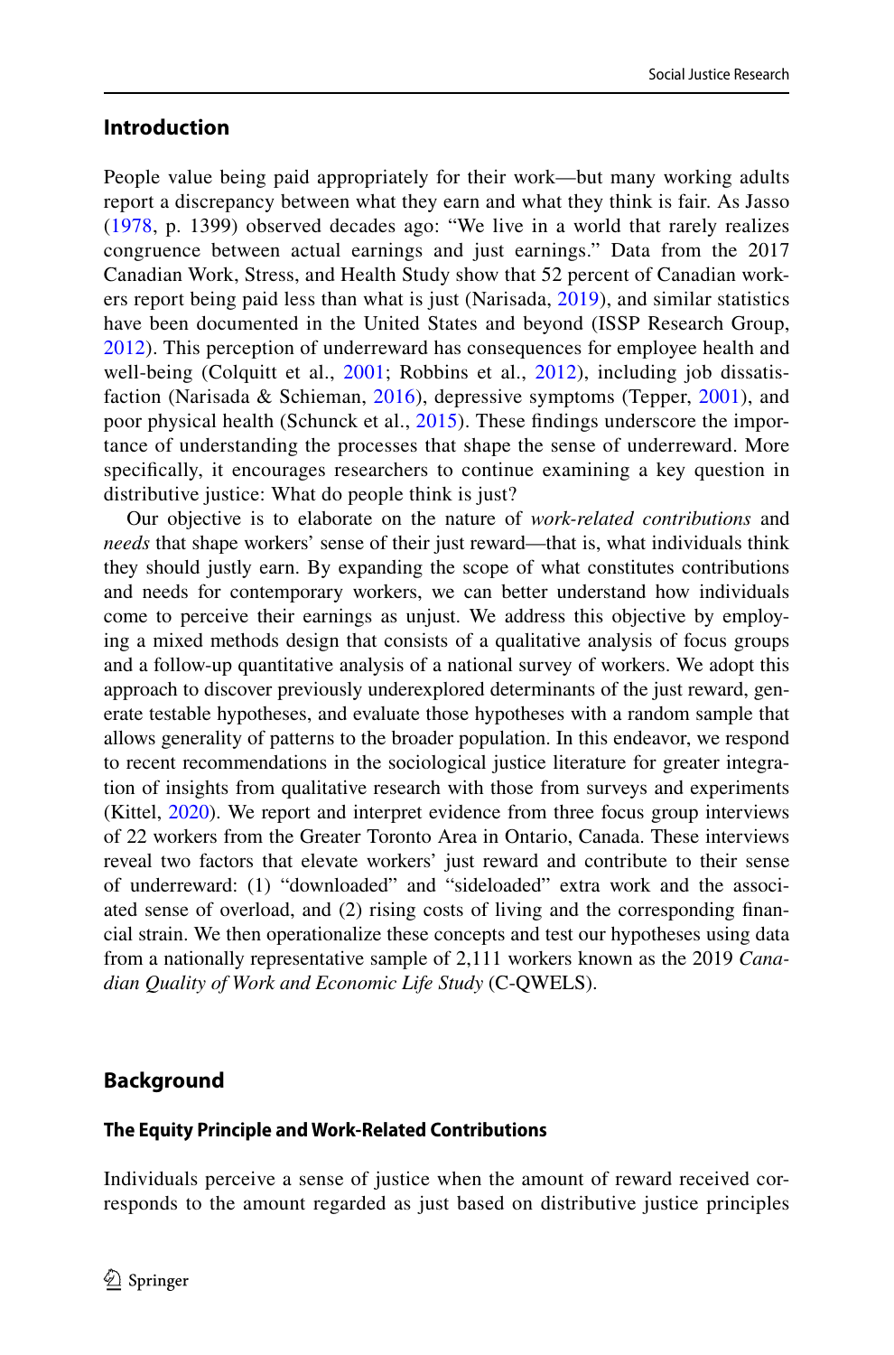## Introduction

People value being paid appropriately for their work—but many working adults report a discrepancy between what they earn and what they think is fair. As Jasso (1978, p. 1399) observed decades ago: "We live in a world that rarely realizes congruence between actual earnings and just earnings." Data from the 2017 Canadian Work, Stress, and Health Study show that 52 percent of Canadian workers report being paid less than what is just (Narisada, 2019), and similar statistics have been documented in the United States and beyond (ISSP Research Group, 2012). This perception of underreward has consequences for employee health and well-being (Colquitt et al., 2001; Robbins et al., 2012), including job dissatisfaction (Narisada & Schieman, 2016), depressive symptoms (Tepper, 2001), and poor physical health (Schunck et al., 2015). These findings underscore the importance of understanding the processes that shape the sense of underreward. More specifically, it encourages researchers to continue examining a key question in distributive justice: What do people think is just?

Our objective is to elaborate on the nature of *work-related contributions* and *needs* that shape workers' sense of their just reward—that is, what individuals think they should justly earn. By expanding the scope of what constitutes contributions and needs for contemporary workers, we can better understand how individuals come to perceive their earnings as unjust. We address this objective by employing a mixed methods design that consists of a qualitative analysis of focus groups and a follow-up quantitative analysis of a national survey of workers. We adopt this approach to discover previously underexplored determinants of the just reward, generate testable hypotheses, and evaluate those hypotheses with a random sample that allows generality of patterns to the broader population. In this endeavor, we respond to recent recommendations in the sociological justice literature for greater integration of insights from qualitative research with those from surveys and experiments (Kittel, 2020). We report and interpret evidence from three focus group interviews of 22 workers from the Greater Toronto Area in Ontario, Canada. These interviews reveal two factors that elevate workers' just reward and contribute to their sense of underreward: (1) "downloaded" and "sideloaded" extra work and the associated sense of overload, and (2) rising costs of living and the corresponding financial strain. We then operationalize these concepts and test our hypotheses using data from a nationally representative sample of 2,111 workers known as the 2019 *Canadian Quality of Work and Economic Life Study* (C-QWELS).

## Background

### The Equity Principle and Work-Related Contributions

Individuals perceive a sense of justice when the amount of reward received corresponds to the amount regarded as just based on distributive justice principles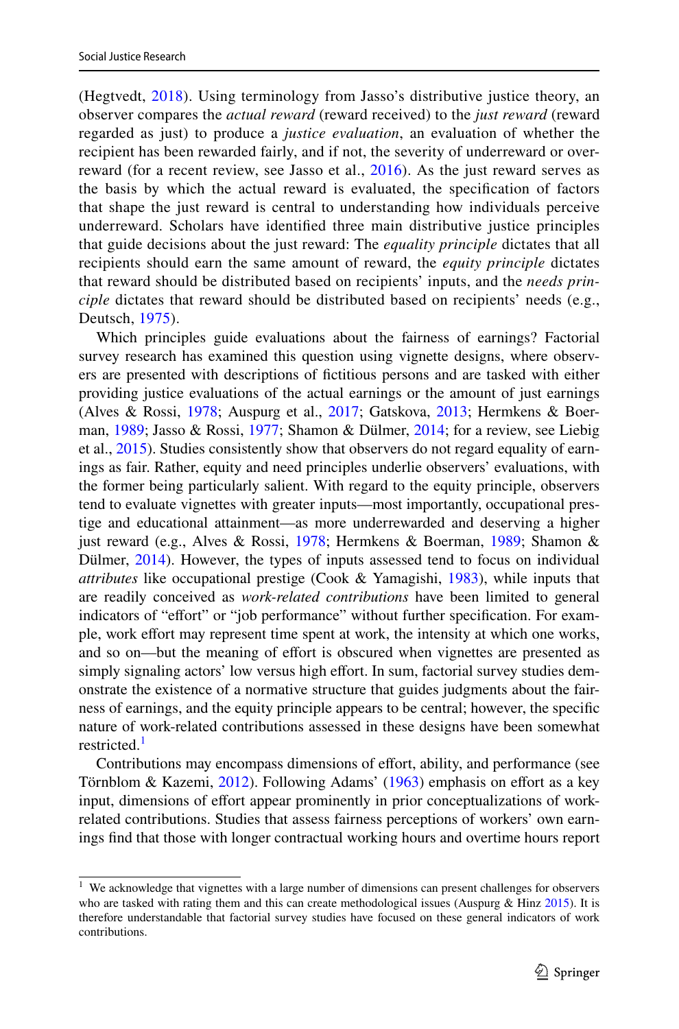(Hegtvedt, 2018). Using terminology from Jasso's distributive justice theory, an observer compares the *actual reward* (reward received) to the *just reward* (reward regarded as just) to produce a *justice evaluation*, an evaluation of whether the recipient has been rewarded fairly, and if not, the severity of underreward or overreward (for a recent review, see Jasso et al., 2016). As the just reward serves as the basis by which the actual reward is evaluated, the specification of factors that shape the just reward is central to understanding how individuals perceive underreward. Scholars have identified three main distributive justice principles that guide decisions about the just reward: The *equality principle* dictates that all recipients should earn the same amount of reward, the *equity principle* dictates that reward should be distributed based on recipients' inputs, and the *needs principle* dictates that reward should be distributed based on recipients' needs (e.g., Deutsch, 1975).

Which principles guide evaluations about the fairness of earnings? Factorial survey research has examined this question using vignette designs, where observers are presented with descriptions of fictitious persons and are tasked with either providing justice evaluations of the actual earnings or the amount of just earnings (Alves & Rossi, 1978; Auspurg et al., 2017; Gatskova, 2013; Hermkens & Boerman, 1989; Jasso & Rossi, 1977; Shamon & Dülmer, 2014; for a review, see Liebig et al., 2015). Studies consistently show that observers do not regard equality of earnings as fair. Rather, equity and need principles underlie observers' evaluations, with the former being particularly salient. With regard to the equity principle, observers tend to evaluate vignettes with greater inputs—most importantly, occupational prestige and educational attainment—as more underrewarded and deserving a higher just reward (e.g., Alves & Rossi, 1978; Hermkens & Boerman, 1989; Shamon & Dülmer, 2014). However, the types of inputs assessed tend to focus on individual *attributes* like occupational prestige (Cook & Yamagishi, 1983), while inputs that are readily conceived as *work-related contributions* have been limited to general indicators of "effort" or "job performance" without further specification. For example, work effort may represent time spent at work, the intensity at which one works, and so on—but the meaning of effort is obscured when vignettes are presented as simply signaling actors' low versus high effort. In sum, factorial survey studies demonstrate the existence of a normative structure that guides judgments about the fairness of earnings, and the equity principle appears to be central; however, the specific nature of work-related contributions assessed in these designs have been somewhat restricted.[1]

Contributions may encompass dimensions of effort, ability, and performance (see Törnblom & Kazemi, 2012). Following Adams' (1963) emphasis on effort as a key input, dimensions of effort appear prominently in prior conceptualizations of work-related contributions. Studies that assess fairness perceptions of workers' own earnings find that those with longer contractual working hours and overtime hours report

[1] We acknowledge that vignettes with a large number of dimensions can present challenges for observers who are tasked with rating them and this can create methodological issues (Auspurg & Hinz 2015). It is therefore understandable that factorial survey studies have focused on these general indicators of work contributions.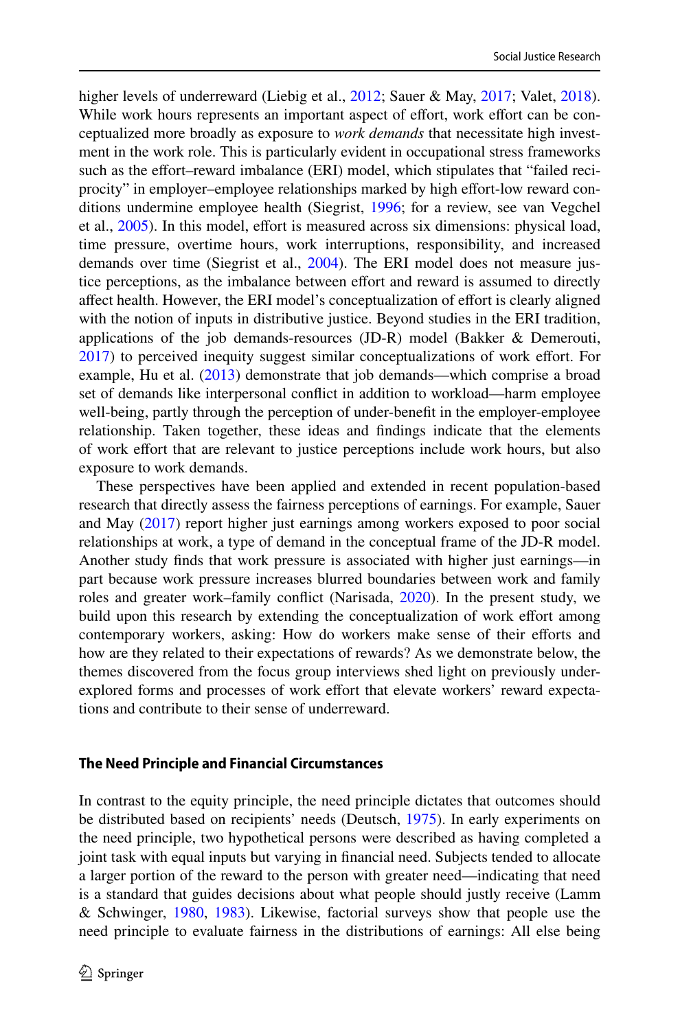higher levels of underreward (Liebig et al., 2012; Sauer & May, 2017; Valet, 2018). While work hours represents an important aspect of effort, work effort can be conceptualized more broadly as exposure to *work demands* that necessitate high investment in the work role. This is particularly evident in occupational stress frameworks such as the effort–reward imbalance (ERI) model, which stipulates that "failed reciprocity" in employer–employee relationships marked by high effort-low reward conditions undermine employee health (Siegrist, 1996; for a review, see van Vegchel et al., 2005). In this model, effort is measured across six dimensions: physical load, time pressure, overtime hours, work interruptions, responsibility, and increased demands over time (Siegrist et al., 2004). The ERI model does not measure justice perceptions, as the imbalance between effort and reward is assumed to directly affect health. However, the ERI model's conceptualization of effort is clearly aligned with the notion of inputs in distributive justice. Beyond studies in the ERI tradition, applications of the job demands-resources (JD-R) model (Bakker & Demerouti, 2017) to perceived inequity suggest similar conceptualizations of work effort. For example, Hu et al. (2013) demonstrate that job demands—which comprise a broad set of demands like interpersonal conflict in addition to workload—harm employee well-being, partly through the perception of under-benefit in the employer-employee relationship. Taken together, these ideas and findings indicate that the elements of work effort that are relevant to justice perceptions include work hours, but also exposure to work demands.

These perspectives have been applied and extended in recent population-based research that directly assess the fairness perceptions of earnings. For example, Sauer and May (2017) report higher just earnings among workers exposed to poor social relationships at work, a type of demand in the conceptual frame of the JD-R model. Another study finds that work pressure is associated with higher just earnings—in part because work pressure increases blurred boundaries between work and family roles and greater work–family conflict (Narisada, 2020). In the present study, we build upon this research by extending the conceptualization of work effort among contemporary workers, asking: How do workers make sense of their efforts and how are they related to their expectations of rewards? As we demonstrate below, the themes discovered from the focus group interviews shed light on previously underexplored forms and processes of work effort that elevate workers' reward expectations and contribute to their sense of underreward.

### The Need Principle and Financial Circumstances

In contrast to the equity principle, the need principle dictates that outcomes should be distributed based on recipients' needs (Deutsch, 1975). In early experiments on the need principle, two hypothetical persons were described as having completed a joint task with equal inputs but varying in financial need. Subjects tended to allocate a larger portion of the reward to the person with greater need—indicating that need is a standard that guides decisions about what people should justly receive (Lamm & Schwinger, 1980, 1983). Likewise, factorial surveys show that people use the need principle to evaluate fairness in the distributions of earnings: All else being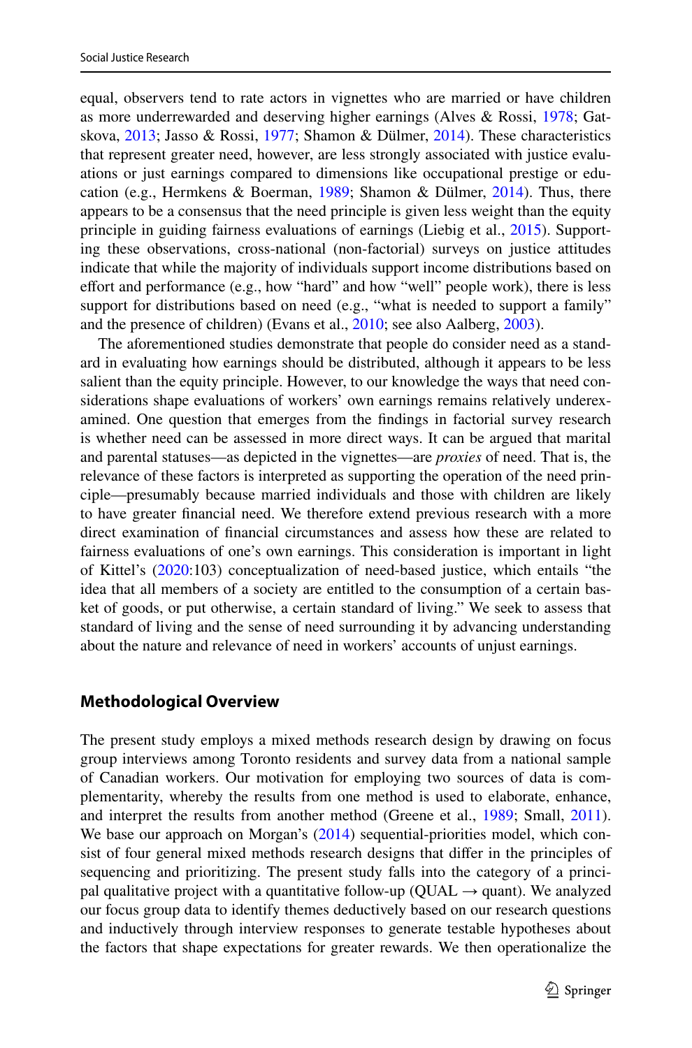equal, observers tend to rate actors in vignettes who are married or have children as more underrewarded and deserving higher earnings (Alves & Rossi, 1978; Gatskova, 2013; Jasso & Rossi, 1977; Shamon & Dülmer, 2014). These characteristics that represent greater need, however, are less strongly associated with justice evaluations or just earnings compared to dimensions like occupational prestige or education (e.g., Hermkens & Boerman, 1989; Shamon & Dülmer, 2014). Thus, there appears to be a consensus that the need principle is given less weight than the equity principle in guiding fairness evaluations of earnings (Liebig et al., 2015). Supporting these observations, cross-national (non-factorial) surveys on justice attitudes indicate that while the majority of individuals support income distributions based on effort and performance (e.g., how "hard" and how "well" people work), there is less support for distributions based on need (e.g., "what is needed to support a family" and the presence of children) (Evans et al., 2010; see also Aalberg, 2003).

The aforementioned studies demonstrate that people do consider need as a standard in evaluating how earnings should be distributed, although it appears to be less salient than the equity principle. However, to our knowledge the ways that need considerations shape evaluations of workers' own earnings remains relatively underexamined. One question that emerges from the findings in factorial survey research is whether need can be assessed in more direct ways. It can be argued that marital and parental statuses—as depicted in the vignettes—are *proxies* of need. That is, the relevance of these factors is interpreted as supporting the operation of the need principle—presumably because married individuals and those with children are likely to have greater financial need. We therefore extend previous research with a more direct examination of financial circumstances and assess how these are related to fairness evaluations of one's own earnings. This consideration is important in light of Kittel's (2020:103) conceptualization of need-based justice, which entails "the idea that all members of a society are entitled to the consumption of a certain basket of goods, or put otherwise, a certain standard of living." We seek to assess that standard of living and the sense of need surrounding it by advancing understanding about the nature and relevance of need in workers' accounts of unjust earnings.

## Methodological Overview

The present study employs a mixed methods research design by drawing on focus group interviews among Toronto residents and survey data from a national sample of Canadian workers. Our motivation for employing two sources of data is complementarity, whereby the results from one method is used to elaborate, enhance, and interpret the results from another method (Greene et al., 1989; Small, 2011). We base our approach on Morgan's (2014) sequential-priorities model, which consist of four general mixed methods research designs that differ in the principles of sequencing and prioritizing. The present study falls into the category of a principal qualitative project with a quantitative follow-up (QUAL → quant). We analyzed our focus group data to identify themes deductively based on our research questions and inductively through interview responses to generate testable hypotheses about the factors that shape expectations for greater rewards. We then operationalize the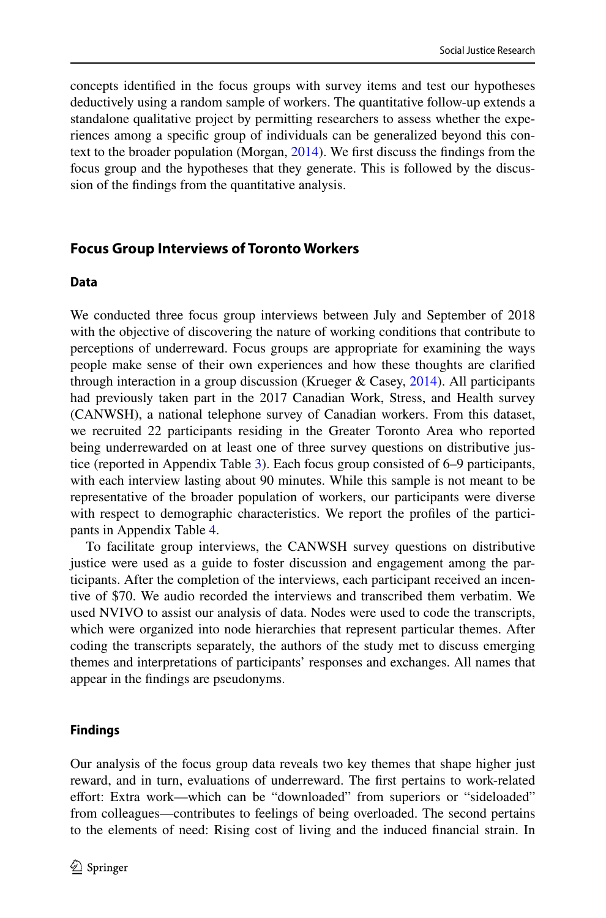concepts identified in the focus groups with survey items and test our hypotheses deductively using a random sample of workers. The quantitative follow-up extends a standalone qualitative project by permitting researchers to assess whether the experiences among a specific group of individuals can be generalized beyond this context to the broader population (Morgan, 2014). We first discuss the findings from the focus group and the hypotheses that they generate. This is followed by the discussion of the findings from the quantitative analysis.

## Focus Group Interviews of Toronto Workers

### Data

We conducted three focus group interviews between July and September of 2018 with the objective of discovering the nature of working conditions that contribute to perceptions of underreward. Focus groups are appropriate for examining the ways people make sense of their own experiences and how these thoughts are clarified through interaction in a group discussion (Krueger & Casey, 2014). All participants had previously taken part in the 2017 Canadian Work, Stress, and Health survey (CANWSH), a national telephone survey of Canadian workers. From this dataset, we recruited 22 participants residing in the Greater Toronto Area who reported being underrewarded on at least one of three survey questions on distributive justice (reported in Appendix Table 3). Each focus group consisted of 6–9 participants, with each interview lasting about 90 minutes. While this sample is not meant to be representative of the broader population of workers, our participants were diverse with respect to demographic characteristics. We report the profiles of the participants in Appendix Table 4.

To facilitate group interviews, the CANWSH survey questions on distributive justice were used as a guide to foster discussion and engagement among the participants. After the completion of the interviews, each participant received an incentive of $70. We audio recorded the interviews and transcribed them verbatim. We used NVIVO to assist our analysis of data. Nodes were used to code the transcripts, which were organized into node hierarchies that represent particular themes. After coding the transcripts separately, the authors of the study met to discuss emerging themes and interpretations of participants' responses and exchanges. All names that appear in the findings are pseudonyms.

### Findings

Our analysis of the focus group data reveals two key themes that shape higher just reward, and in turn, evaluations of underreward. The first pertains to work-related effort: Extra work—which can be "downloaded" from superiors or "sideloaded" from colleagues—contributes to feelings of being overloaded. The second pertains to the elements of need: Rising cost of living and the induced financial strain. In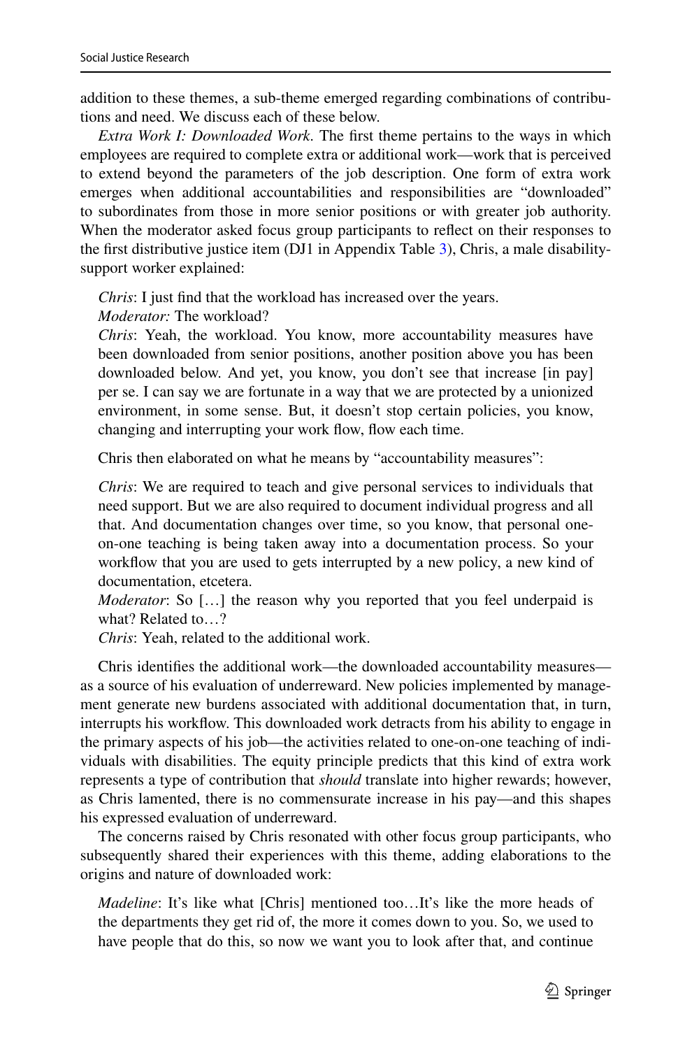addition to these themes, a sub-theme emerged regarding combinations of contributions and need. We discuss each of these below.

*Extra Work I: Downloaded Work*. The first theme pertains to the ways in which employees are required to complete extra or additional work—work that is perceived to extend beyond the parameters of the job description. One form of extra work emerges when additional accountabilities and responsibilities are "downloaded" to subordinates from those in more senior positions or with greater job authority. When the moderator asked focus group participants to reflect on their responses to the first distributive justice item (DJ1 in Appendix Table 3), Chris, a male disability-support worker explained:

> *Chris*: I just find that the workload has increased over the years.
> *Moderator:* The workload?
> *Chris*: Yeah, the workload. You know, more accountability measures have been downloaded from senior positions, another position above you has been downloaded below. And yet, you know, you don't see that increase [in pay] per se. I can say we are fortunate in a way that we are protected by a unionized environment, in some sense. But, it doesn't stop certain policies, you know, changing and interrupting your work flow, flow each time.

Chris then elaborated on what he means by "accountability measures":

> *Chris*: We are required to teach and give personal services to individuals that need support. But we are also required to document individual progress and all that. And documentation changes over time, so you know, that personal one-on-one teaching is being taken away into a documentation process. So your workflow that you are used to gets interrupted by a new policy, a new kind of documentation, etcetera.
> *Moderator*: So […] the reason why you reported that you feel underpaid is what? Related to…?
> *Chris*: Yeah, related to the additional work.

Chris identifies the additional work—the downloaded accountability measures—as a source of his evaluation of underreward. New policies implemented by management generate new burdens associated with additional documentation that, in turn, interrupts his workflow. This downloaded work detracts from his ability to engage in the primary aspects of his job—the activities related to one-on-one teaching of individuals with disabilities. The equity principle predicts that this kind of extra work represents a type of contribution that *should* translate into higher rewards; however, as Chris lamented, there is no commensurate increase in his pay—and this shapes his expressed evaluation of underreward.

The concerns raised by Chris resonated with other focus group participants, who subsequently shared their experiences with this theme, adding elaborations to the origins and nature of downloaded work:

> *Madeline*: It's like what [Chris] mentioned too…It's like the more heads of the departments they get rid of, the more it comes down to you. So, we used to have people that do this, so now we want you to look after that, and continue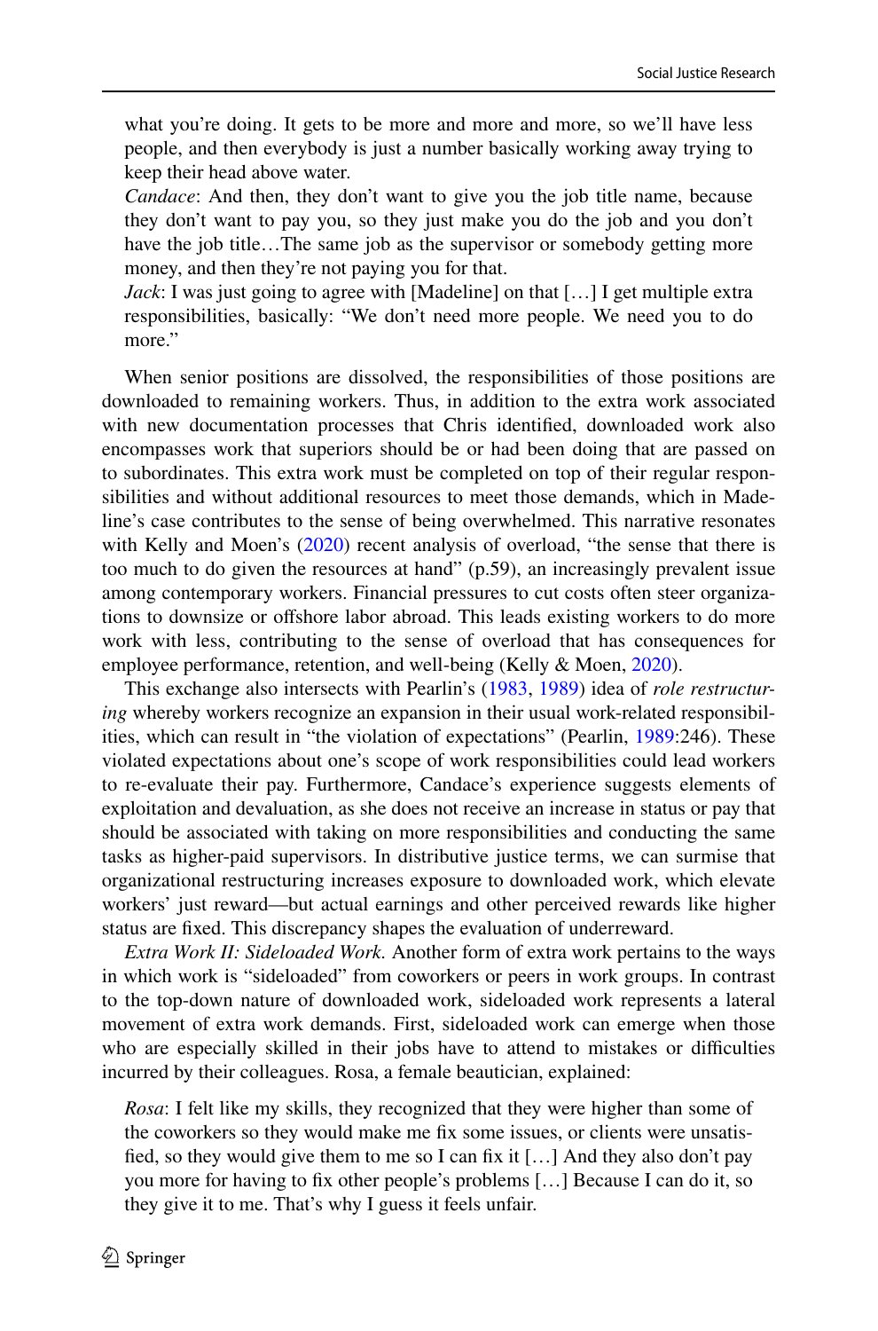what you're doing. It gets to be more and more and more, so we'll have less people, and then everybody is just a number basically working away trying to keep their head above water.

*Candace*: And then, they don't want to give you the job title name, because they don't want to pay you, so they just make you do the job and you don't have the job title…The same job as the supervisor or somebody getting more money, and then they're not paying you for that.

*Jack*: I was just going to agree with [Madeline] on that […] I get multiple extra responsibilities, basically: "We don't need more people. We need you to do more."

When senior positions are dissolved, the responsibilities of those positions are downloaded to remaining workers. Thus, in addition to the extra work associated with new documentation processes that Chris identified, downloaded work also encompasses work that superiors should be or had been doing that are passed on to subordinates. This extra work must be completed on top of their regular responsibilities and without additional resources to meet those demands, which in Madeline's case contributes to the sense of being overwhelmed. This narrative resonates with Kelly and Moen's (2020) recent analysis of overload, "the sense that there is too much to do given the resources at hand" (p.59), an increasingly prevalent issue among contemporary workers. Financial pressures to cut costs often steer organizations to downsize or offshore labor abroad. This leads existing workers to do more work with less, contributing to the sense of overload that has consequences for employee performance, retention, and well-being (Kelly & Moen, 2020).

This exchange also intersects with Pearlin's (1983, 1989) idea of *role restructuring* whereby workers recognize an expansion in their usual work-related responsibilities, which can result in "the violation of expectations" (Pearlin, 1989:246). These violated expectations about one's scope of work responsibilities could lead workers to re-evaluate their pay. Furthermore, Candace's experience suggests elements of exploitation and devaluation, as she does not receive an increase in status or pay that should be associated with taking on more responsibilities and conducting the same tasks as higher-paid supervisors. In distributive justice terms, we can surmise that organizational restructuring increases exposure to downloaded work, which elevate workers' just reward—but actual earnings and other perceived rewards like higher status are fixed. This discrepancy shapes the evaluation of underreward.

*Extra Work II: Sideloaded Work*. Another form of extra work pertains to the ways in which work is "sideloaded" from coworkers or peers in work groups. In contrast to the top-down nature of downloaded work, sideloaded work represents a lateral movement of extra work demands. First, sideloaded work can emerge when those who are especially skilled in their jobs have to attend to mistakes or difficulties incurred by their colleagues. Rosa, a female beautician, explained:

*Rosa*: I felt like my skills, they recognized that they were higher than some of the coworkers so they would make me fix some issues, or clients were unsatisfied, so they would give them to me so I can fix it […] And they also don't pay you more for having to fix other people's problems […] Because I can do it, so they give it to me. That's why I guess it feels unfair.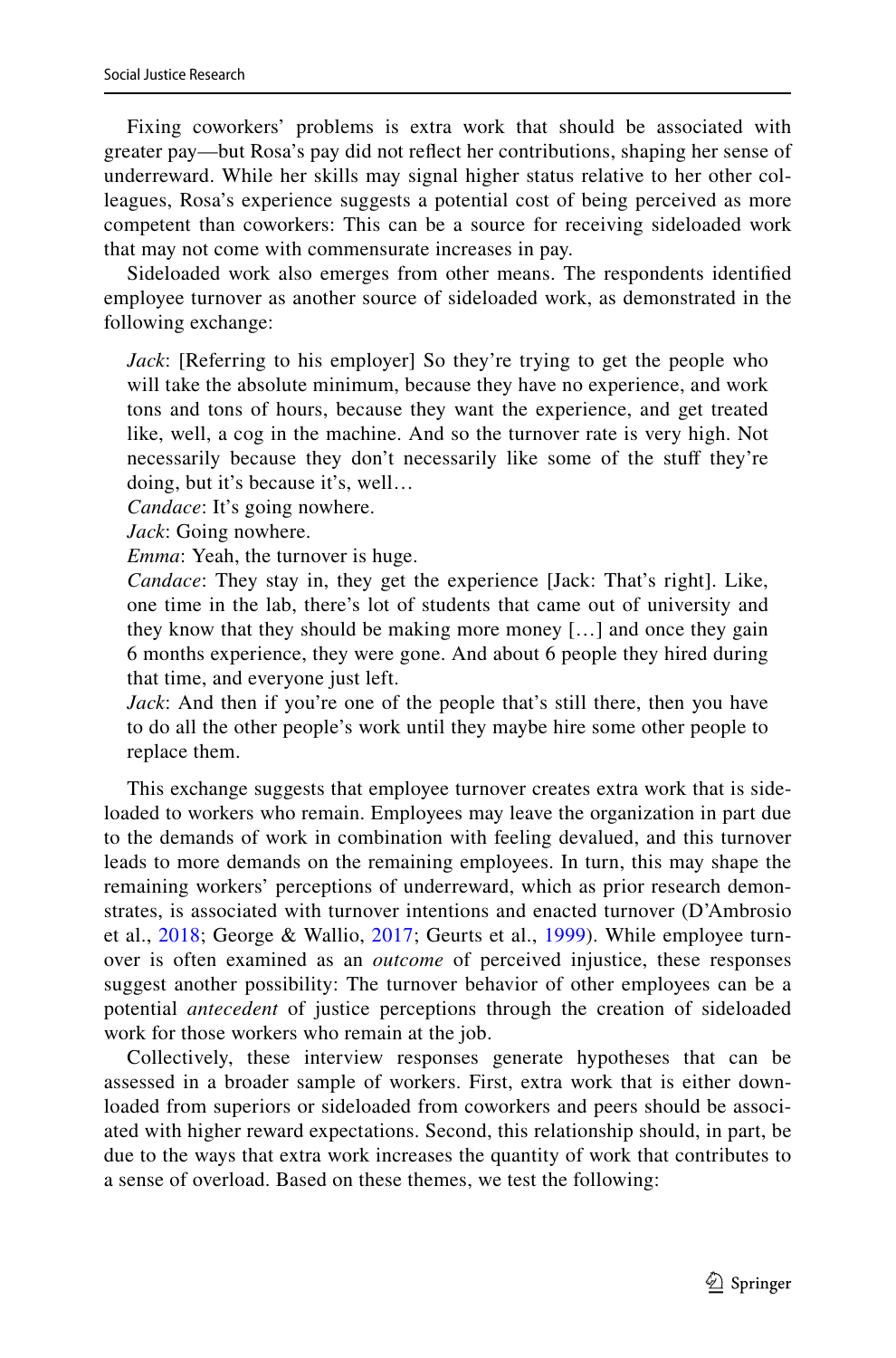Fixing coworkers' problems is extra work that should be associated with greater pay—but Rosa's pay did not reflect her contributions, shaping her sense of underreward. While her skills may signal higher status relative to her other colleagues, Rosa's experience suggests a potential cost of being perceived as more competent than coworkers: This can be a source for receiving sideloaded work that may not come with commensurate increases in pay.

Sideloaded work also emerges from other means. The respondents identified employee turnover as another source of sideloaded work, as demonstrated in the following exchange:

> *Jack*: [Referring to his employer] So they're trying to get the people who will take the absolute minimum, because they have no experience, and work tons and tons of hours, because they want the experience, and get treated like, well, a cog in the machine. And so the turnover rate is very high. Not necessarily because they don't necessarily like some of the stuff they're doing, but it's because it's, well…
>
> *Candace*: It's going nowhere.
>
> *Jack*: Going nowhere.
>
> *Emma*: Yeah, the turnover is huge.
>
> *Candace*: They stay in, they get the experience [Jack: That's right]. Like, one time in the lab, there's lot of students that came out of university and they know that they should be making more money […] and once they gain 6 months experience, they were gone. And about 6 people they hired during that time, and everyone just left.
>
> *Jack*: And then if you're one of the people that's still there, then you have to do all the other people's work until they maybe hire some other people to replace them.

This exchange suggests that employee turnover creates extra work that is sideloaded to workers who remain. Employees may leave the organization in part due to the demands of work in combination with feeling devalued, and this turnover leads to more demands on the remaining employees. In turn, this may shape the remaining workers' perceptions of underreward, which as prior research demonstrates, is associated with turnover intentions and enacted turnover (D'Ambrosio et al., 2018; George & Wallio, 2017; Geurts et al., 1999). While employee turnover is often examined as an *outcome* of perceived injustice, these responses suggest another possibility: The turnover behavior of other employees can be a potential *antecedent* of justice perceptions through the creation of sideloaded work for those workers who remain at the job.

Collectively, these interview responses generate hypotheses that can be assessed in a broader sample of workers. First, extra work that is either downloaded from superiors or sideloaded from coworkers and peers should be associated with higher reward expectations. Second, this relationship should, in part, be due to the ways that extra work increases the quantity of work that contributes to a sense of overload. Based on these themes, we test the following: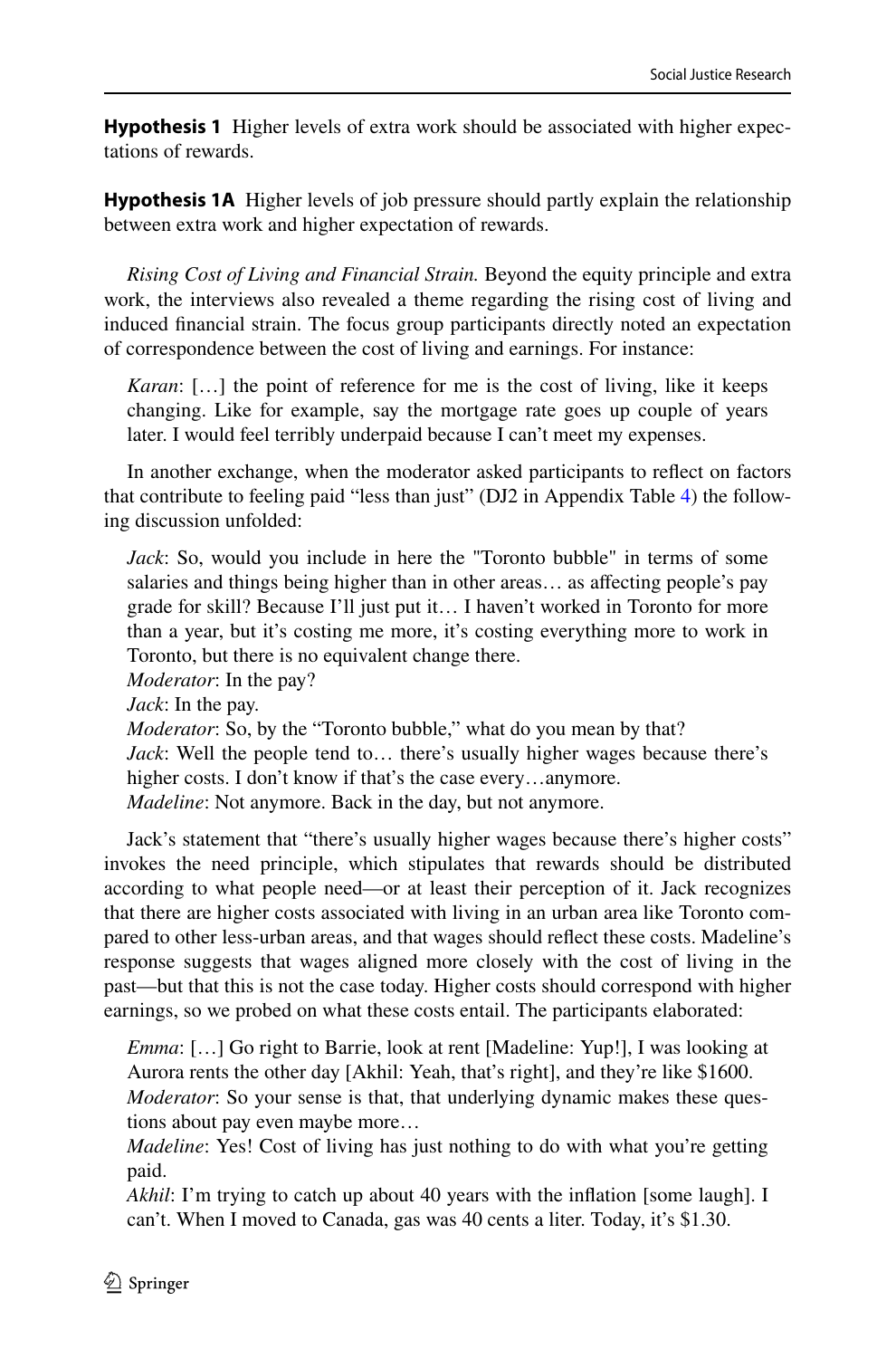**Hypothesis 1** Higher levels of extra work should be associated with higher expectations of rewards.

**Hypothesis 1A** Higher levels of job pressure should partly explain the relationship between extra work and higher expectation of rewards.

*Rising Cost of Living and Financial Strain.* Beyond the equity principle and extra work, the interviews also revealed a theme regarding the rising cost of living and induced financial strain. The focus group participants directly noted an expectation of correspondence between the cost of living and earnings. For instance:

> *Karan*: […] the point of reference for me is the cost of living, like it keeps changing. Like for example, say the mortgage rate goes up couple of years later. I would feel terribly underpaid because I can't meet my expenses.

In another exchange, when the moderator asked participants to reflect on factors that contribute to feeling paid "less than just" (DJ2 in Appendix Table 4) the following discussion unfolded:

> *Jack*: So, would you include in here the "Toronto bubble" in terms of some salaries and things being higher than in other areas… as affecting people's pay grade for skill? Because I'll just put it… I haven't worked in Toronto for more than a year, but it's costing me more, it's costing everything more to work in Toronto, but there is no equivalent change there.
> *Moderator*: In the pay?
> *Jack*: In the pay.
> *Moderator*: So, by the "Toronto bubble," what do you mean by that?
> *Jack*: Well the people tend to… there's usually higher wages because there's higher costs. I don't know if that's the case every…anymore.
> *Madeline*: Not anymore. Back in the day, but not anymore.

Jack's statement that "there's usually higher wages because there's higher costs" invokes the need principle, which stipulates that rewards should be distributed according to what people need—or at least their perception of it. Jack recognizes that there are higher costs associated with living in an urban area like Toronto compared to other less-urban areas, and that wages should reflect these costs. Madeline's response suggests that wages aligned more closely with the cost of living in the past—but that this is not the case today. Higher costs should correspond with higher earnings, so we probed on what these costs entail. The participants elaborated:

> *Emma*: […] Go right to Barrie, look at rent [Madeline: Yup!], I was looking at Aurora rents the other day [Akhil: Yeah, that's right], and they're like $1600.
> *Moderator*: So your sense is that, that underlying dynamic makes these questions about pay even maybe more…
> *Madeline*: Yes! Cost of living has just nothing to do with what you're getting paid.
> *Akhil*: I'm trying to catch up about 40 years with the inflation [some laugh]. I can't. When I moved to Canada, gas was 40 cents a liter. Today, it's $1.30.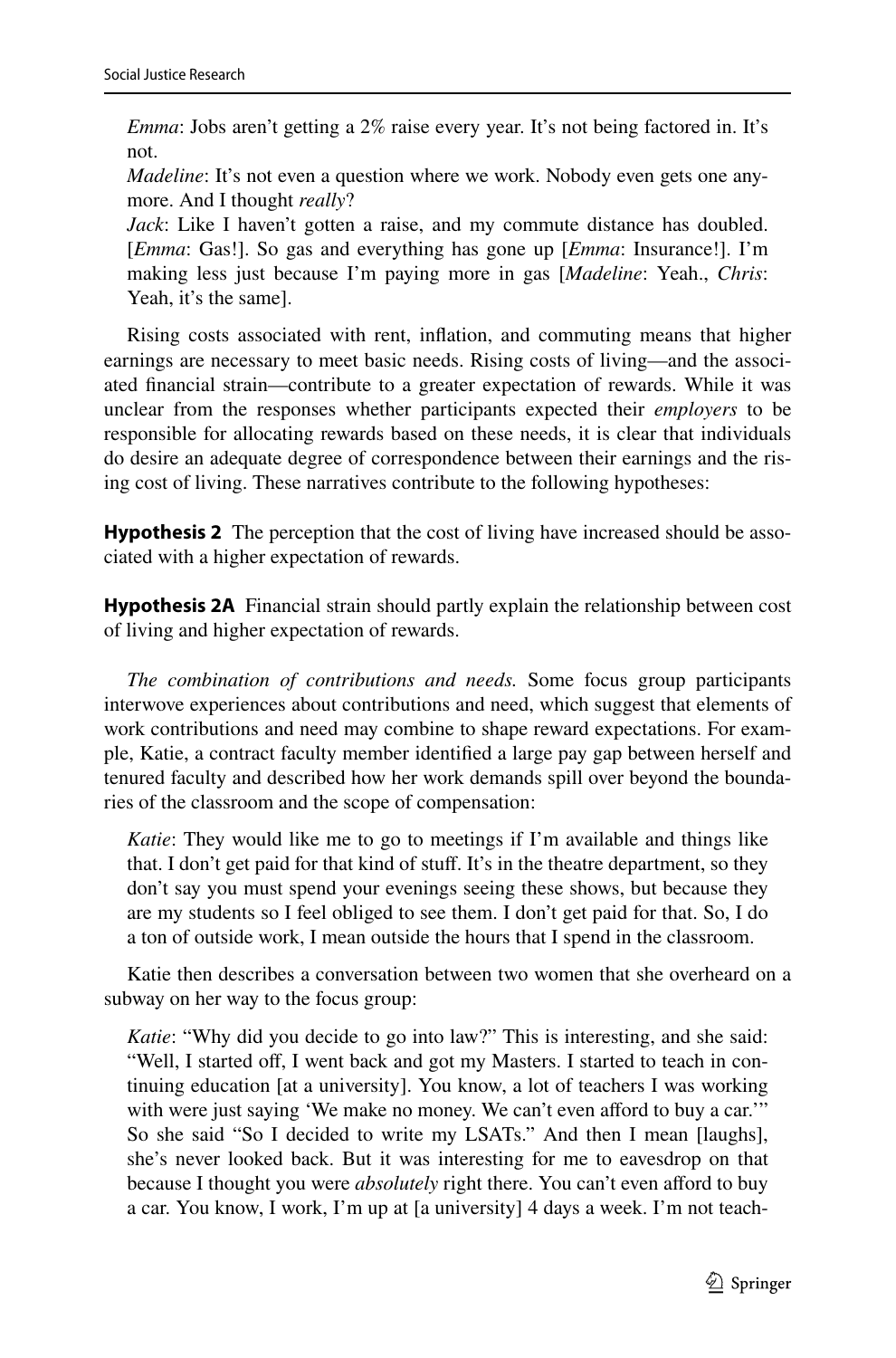*Emma*: Jobs aren't getting a 2% raise every year. It's not being factored in. It's not.
*Madeline*: It's not even a question where we work. Nobody even gets one anymore. And I thought *really*?
*Jack*: Like I haven't gotten a raise, and my commute distance has doubled. [*Emma*: Gas!]. So gas and everything has gone up [*Emma*: Insurance!]. I'm making less just because I'm paying more in gas [*Madeline*: Yeah., *Chris*: Yeah, it's the same].

Rising costs associated with rent, inflation, and commuting means that higher earnings are necessary to meet basic needs. Rising costs of living—and the associated financial strain—contribute to a greater expectation of rewards. While it was unclear from the responses whether participants expected their *employers* to be responsible for allocating rewards based on these needs, it is clear that individuals do desire an adequate degree of correspondence between their earnings and the rising cost of living. These narratives contribute to the following hypotheses:

**Hypothesis 2** The perception that the cost of living have increased should be associated with a higher expectation of rewards.

**Hypothesis 2A** Financial strain should partly explain the relationship between cost of living and higher expectation of rewards.

*The combination of contributions and needs.* Some focus group participants interwove experiences about contributions and need, which suggest that elements of work contributions and need may combine to shape reward expectations. For example, Katie, a contract faculty member identified a large pay gap between herself and tenured faculty and described how her work demands spill over beyond the boundaries of the classroom and the scope of compensation:

> *Katie*: They would like me to go to meetings if I'm available and things like that. I don't get paid for that kind of stuff. It's in the theatre department, so they don't say you must spend your evenings seeing these shows, but because they are my students so I feel obliged to see them. I don't get paid for that. So, I do a ton of outside work, I mean outside the hours that I spend in the classroom.

Katie then describes a conversation between two women that she overheard on a subway on her way to the focus group:

> *Katie*: "Why did you decide to go into law?" This is interesting, and she said: "Well, I started off, I went back and got my Masters. I started to teach in continuing education [at a university]. You know, a lot of teachers I was working with were just saying 'We make no money. We can't even afford to buy a car.'" So she said "So I decided to write my LSATs." And then I mean [laughs], she's never looked back. But it was interesting for me to eavesdrop on that because I thought you were *absolutely* right there. You can't even afford to buy a car. You know, I work, I'm up at [a university] 4 days a week. I'm not teach-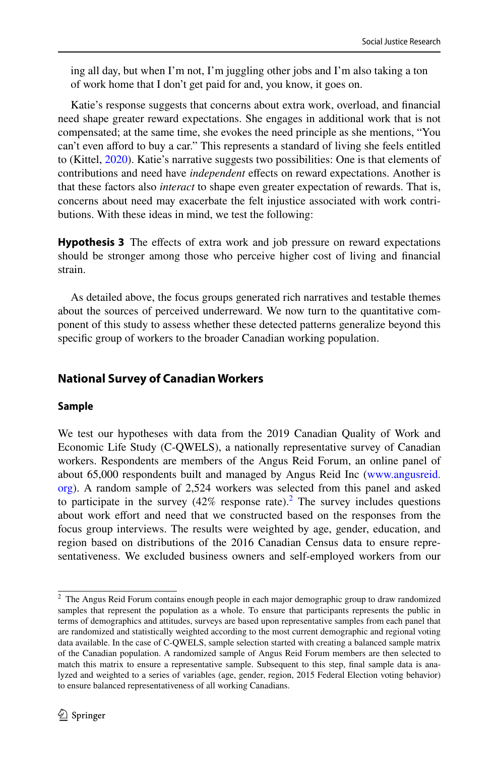ing all day, but when I'm not, I'm juggling other jobs and I'm also taking a ton of work home that I don't get paid for and, you know, it goes on.

Katie's response suggests that concerns about extra work, overload, and financial need shape greater reward expectations. She engages in additional work that is not compensated; at the same time, she evokes the need principle as she mentions, "You can't even afford to buy a car." This represents a standard of living she feels entitled to (Kittel, 2020). Katie's narrative suggests two possibilities: One is that elements of contributions and need have *independent* effects on reward expectations. Another is that these factors also *interact* to shape even greater expectation of rewards. That is, concerns about need may exacerbate the felt injustice associated with work contributions. With these ideas in mind, we test the following:

**Hypothesis 3** The effects of extra work and job pressure on reward expectations should be stronger among those who perceive higher cost of living and financial strain.

As detailed above, the focus groups generated rich narratives and testable themes about the sources of perceived underreward. We now turn to the quantitative component of this study to assess whether these detected patterns generalize beyond this specific group of workers to the broader Canadian working population.

## National Survey of Canadian Workers

### Sample

We test our hypotheses with data from the 2019 Canadian Quality of Work and Economic Life Study (C-QWELS), a nationally representative survey of Canadian workers. Respondents are members of the Angus Reid Forum, an online panel of about 65,000 respondents built and managed by Angus Reid Inc (www.angusreid.org). A random sample of 2,524 workers was selected from this panel and asked to participate in the survey (42% response rate).[2] The survey includes questions about work effort and need that we constructed based on the responses from the focus group interviews. The results were weighted by age, gender, education, and region based on distributions of the 2016 Canadian Census data to ensure representativeness. We excluded business owners and self-employed workers from our

[2] The Angus Reid Forum contains enough people in each major demographic group to draw randomized samples that represent the population as a whole. To ensure that participants represents the public in terms of demographics and attitudes, surveys are based upon representative samples from each panel that are randomized and statistically weighted according to the most current demographic and regional voting data available. In the case of C-QWELS, sample selection started with creating a balanced sample matrix of the Canadian population. A randomized sample of Angus Reid Forum members are then selected to match this matrix to ensure a representative sample. Subsequent to this step, final sample data is analyzed and weighted to a series of variables (age, gender, region, 2015 Federal Election voting behavior) to ensure balanced representativeness of all working Canadians.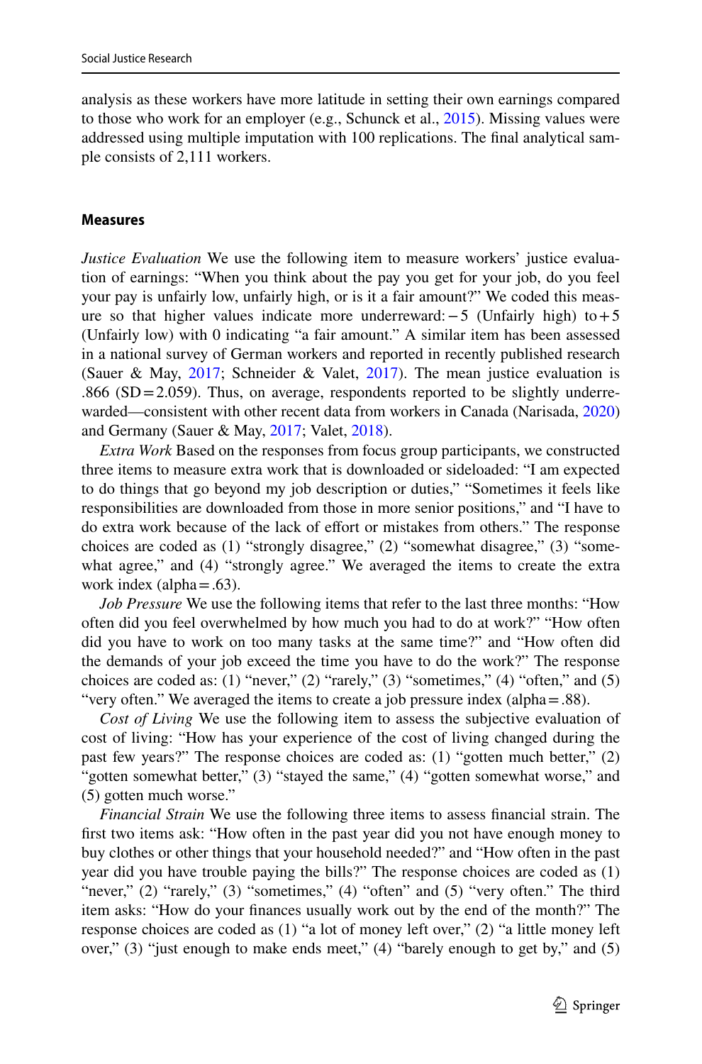analysis as these workers have more latitude in setting their own earnings compared to those who work for an employer (e.g., Schunck et al., 2015). Missing values were addressed using multiple imputation with 100 replications. The final analytical sample consists of 2,111 workers.

### Measures

*Justice Evaluation* We use the following item to measure workers' justice evaluation of earnings: "When you think about the pay you get for your job, do you feel your pay is unfairly low, unfairly high, or is it a fair amount?" We coded this measure so that higher values indicate more underreward: −5 (Unfairly high) to +5 (Unfairly low) with 0 indicating "a fair amount." A similar item has been assessed in a national survey of German workers and reported in recently published research (Sauer & May, 2017; Schneider & Valet, 2017). The mean justice evaluation is .866 (SD = 2.059). Thus, on average, respondents reported to be slightly underrewarded—consistent with other recent data from workers in Canada (Narisada, 2020) and Germany (Sauer & May, 2017; Valet, 2018).

*Extra Work* Based on the responses from focus group participants, we constructed three items to measure extra work that is downloaded or sideloaded: "I am expected to do things that go beyond my job description or duties," "Sometimes it feels like responsibilities are downloaded from those in more senior positions," and "I have to do extra work because of the lack of effort or mistakes from others." The response choices are coded as (1) "strongly disagree," (2) "somewhat disagree," (3) "somewhat agree," and (4) "strongly agree." We averaged the items to create the extra work index (alpha = .63).

*Job Pressure* We use the following items that refer to the last three months: "How often did you feel overwhelmed by how much you had to do at work?" "How often did you have to work on too many tasks at the same time?" and "How often did the demands of your job exceed the time you have to do the work?" The response choices are coded as: (1) "never," (2) "rarely," (3) "sometimes," (4) "often," and (5) "very often." We averaged the items to create a job pressure index (alpha = .88).

*Cost of Living* We use the following item to assess the subjective evaluation of cost of living: "How has your experience of the cost of living changed during the past few years?" The response choices are coded as: (1) "gotten much better," (2) "gotten somewhat better," (3) "stayed the same," (4) "gotten somewhat worse," and (5) gotten much worse."

*Financial Strain* We use the following three items to assess financial strain. The first two items ask: "How often in the past year did you not have enough money to buy clothes or other things that your household needed?" and "How often in the past year did you have trouble paying the bills?" The response choices are coded as (1) "never," (2) "rarely," (3) "sometimes," (4) "often" and (5) "very often." The third item asks: "How do your finances usually work out by the end of the month?" The response choices are coded as (1) "a lot of money left over," (2) "a little money left over," (3) "just enough to make ends meet," (4) "barely enough to get by," and (5)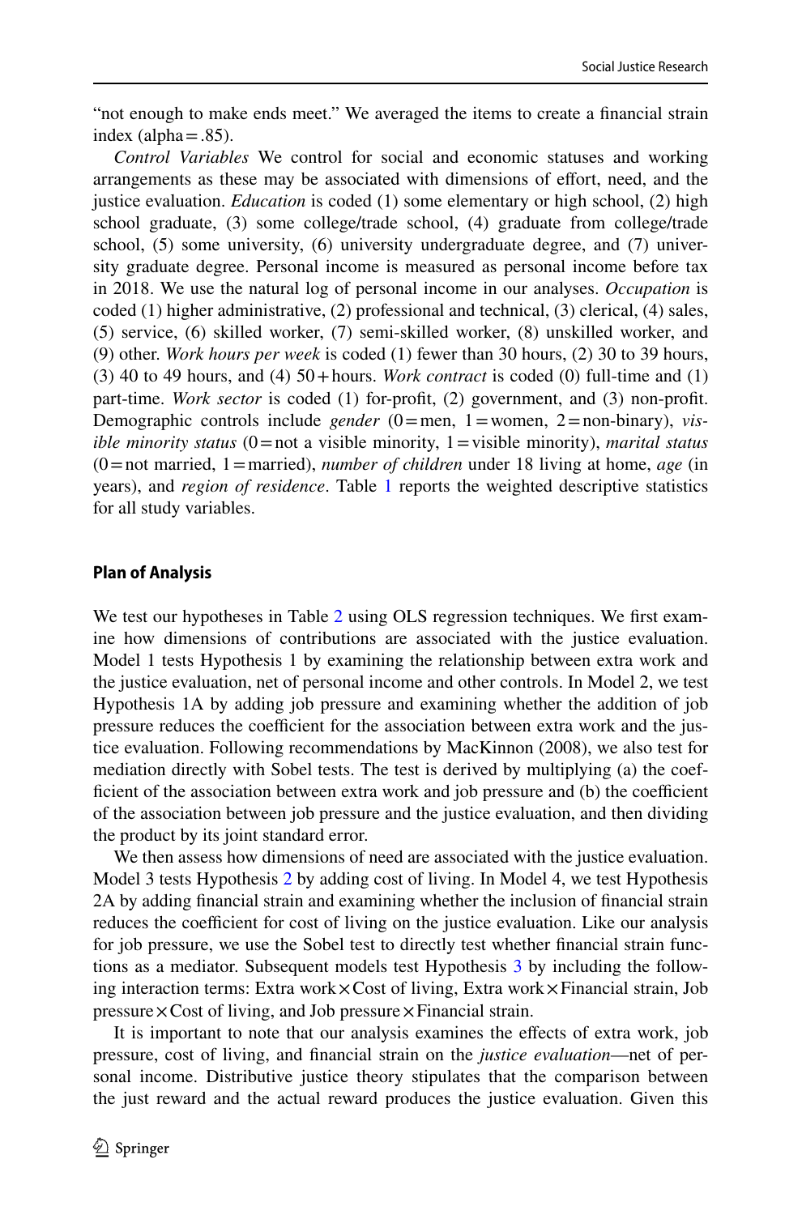"not enough to make ends meet." We averaged the items to create a financial strain index (alpha = .85).

*Control Variables* We control for social and economic statuses and working arrangements as these may be associated with dimensions of effort, need, and the justice evaluation. *Education* is coded (1) some elementary or high school, (2) high school graduate, (3) some college/trade school, (4) graduate from college/trade school, (5) some university, (6) university undergraduate degree, and (7) university graduate degree. Personal income is measured as personal income before tax in 2018. We use the natural log of personal income in our analyses. *Occupation* is coded (1) higher administrative, (2) professional and technical, (3) clerical, (4) sales, (5) service, (6) skilled worker, (7) semi-skilled worker, (8) unskilled worker, and (9) other. *Work hours per week* is coded (1) fewer than 30 hours, (2) 30 to 39 hours, (3) 40 to 49 hours, and (4) 50 + hours. *Work contract* is coded (0) full-time and (1) part-time. *Work sector* is coded (1) for-profit, (2) government, and (3) non-profit. Demographic controls include *gender* (0 = men, 1 = women, 2 = non-binary), *visible minority status* (0 = not a visible minority, 1 = visible minority), *marital status* (0 = not married, 1 = married), *number of children* under 18 living at home, *age* (in years), and *region of residence*. Table 1 reports the weighted descriptive statistics for all study variables.

### Plan of Analysis

We test our hypotheses in Table 2 using OLS regression techniques. We first examine how dimensions of contributions are associated with the justice evaluation. Model 1 tests Hypothesis 1 by examining the relationship between extra work and the justice evaluation, net of personal income and other controls. In Model 2, we test Hypothesis 1A by adding job pressure and examining whether the addition of job pressure reduces the coefficient for the association between extra work and the justice evaluation. Following recommendations by MacKinnon (2008), we also test for mediation directly with Sobel tests. The test is derived by multiplying (a) the coefficient of the association between extra work and job pressure and (b) the coefficient of the association between job pressure and the justice evaluation, and then dividing the product by its joint standard error.

We then assess how dimensions of need are associated with the justice evaluation. Model 3 tests Hypothesis 2 by adding cost of living. In Model 4, we test Hypothesis 2A by adding financial strain and examining whether the inclusion of financial strain reduces the coefficient for cost of living on the justice evaluation. Like our analysis for job pressure, we use the Sobel test to directly test whether financial strain functions as a mediator. Subsequent models test Hypothesis 3 by including the following interaction terms: Extra work × Cost of living, Extra work × Financial strain, Job pressure × Cost of living, and Job pressure × Financial strain.

It is important to note that our analysis examines the effects of extra work, job pressure, cost of living, and financial strain on the *justice evaluation*—net of personal income. Distributive justice theory stipulates that the comparison between the just reward and the actual reward produces the justice evaluation. Given this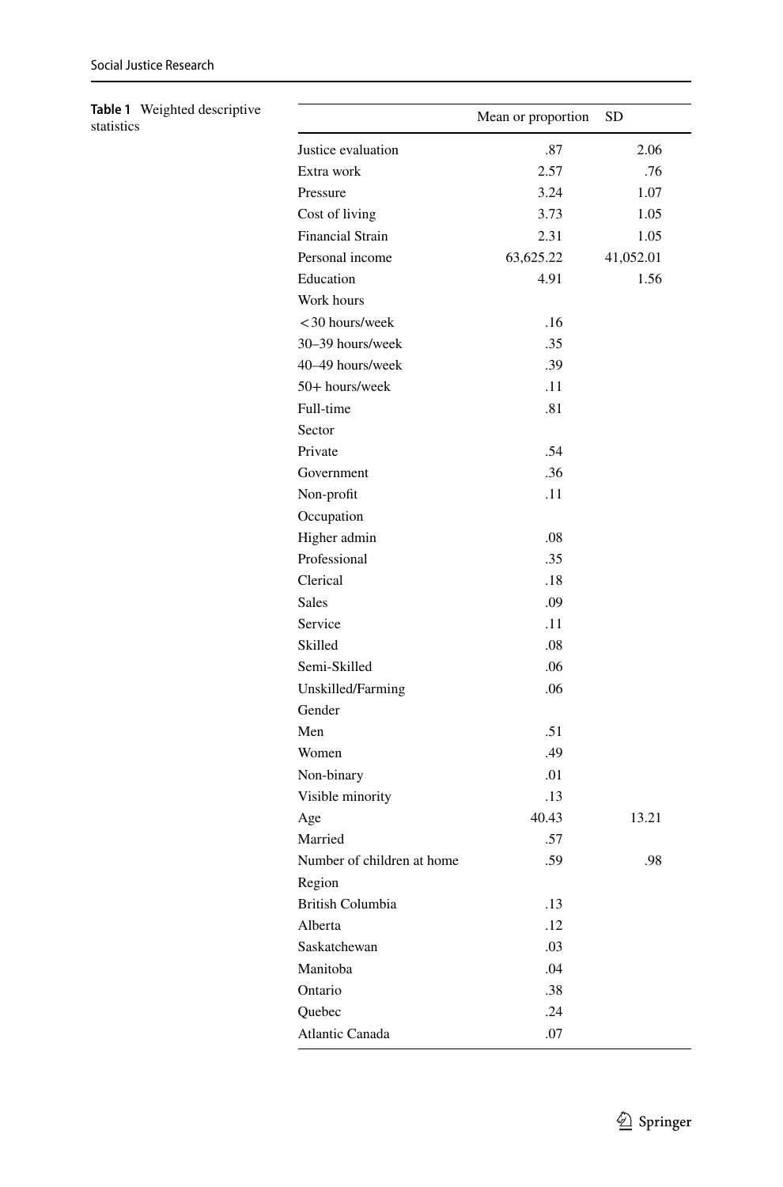**Table 1** Weighted descriptive statistics

| | Mean or proportion | SD |
|---|---|---|
| Justice evaluation | .87 | 2.06 |
| Extra work | 2.57 | .76 |
| Pressure | 3.24 | 1.07 |
| Cost of living | 3.73 | 1.05 |
| Financial Strain | 2.31 | 1.05 |
| Personal income | 63,625.22 | 41,052.01 |
| Education | 4.91 | 1.56 |
| Work hours | | |
| < 30 hours/week | .16 | |
| 30–39 hours/week | .35 | |
| 40–49 hours/week | .39 | |
| 50+ hours/week | .11 | |
| Full-time | .81 | |
| Sector | | |
| Private | .54 | |
| Government | .36 | |
| Non-profit | .11 | |
| Occupation | | |
| Higher admin | .08 | |
| Professional | .35 | |
| Clerical | .18 | |
| Sales | .09 | |
| Service | .11 | |
| Skilled | .08 | |
| Semi-Skilled | .06 | |
| Unskilled/Farming | .06 | |
| Gender | | |
| Men | .51 | |
| Women | .49 | |
| Non-binary | .01 | |
| Visible minority | .13 | |
| Age | 40.43 | 13.21 |
| Married | .57 | |
| Number of children at home | .59 | .98 |
| Region | | |
| British Columbia | .13 | |
| Alberta | .12 | |
| Saskatchewan | .03 | |
| Manitoba | .04 | |
| Ontario | .38 | |
| Quebec | .24 | |
| Atlantic Canada | .07 | |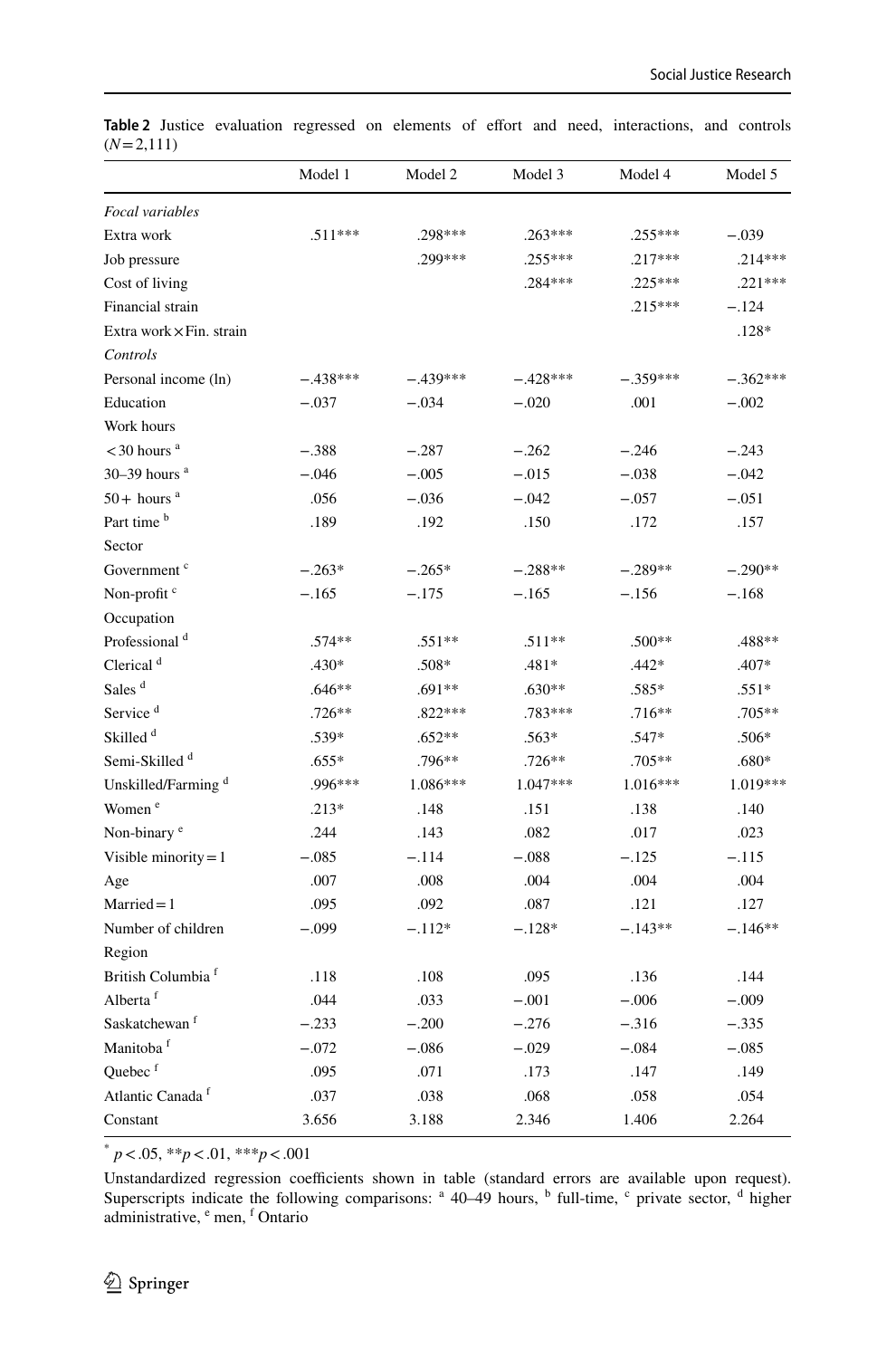**Table 2** Justice evaluation regressed on elements of effort and need, interactions, and controls ($N = 2{,}111$)

| | Model 1 | Model 2 | Model 3 | Model 4 | Model 5 |
|---|---|---|---|---|---|
| *Focal variables* | | | | | |
| Extra work | .511*** | .298*** | .263*** | .255*** | −.039 |
| Job pressure | | .299*** | .255*** | .217*** | .214*** |
| Cost of living | | | .284*** | .225*** | .221*** |
| Financial strain | | | | .215*** | −.124 |
| Extra work × Fin. strain | | | | | .128* |
| *Controls* | | | | | |
| Personal income (ln) | −.438*** | −.439*** | −.428*** | −.359*** | −.362*** |
| Education | −.037 | −.034 | −.020 | .001 | −.002 |
| Work hours | | | | | |
| < 30 hours [a] | −.388 | −.287 | −.262 | −.246 | −.243 |
| 30–39 hours [a] | −.046 | −.005 | −.015 | −.038 | −.042 |
| 50 + hours [a] | .056 | −.036 | −.042 | −.057 | −.051 |
| Part time [b] | .189 | .192 | .150 | .172 | .157 |
| Sector | | | | | |
| Government [c] | −.263* | −.265* | −.288** | −.289** | −.290** |
| Non-profit [c] | −.165 | −.175 | −.165 | −.156 | −.168 |
| Occupation | | | | | |
| Professional [d] | .574** | .551** | .511** | .500** | .488** |
| Clerical [d] | .430* | .508* | .481* | .442* | .407* |
| Sales [d] | .646** | .691** | .630** | .585* | .551* |
| Service [d] | .726** | .822*** | .783*** | .716** | .705** |
| Skilled [d] | .539* | .652** | .563* | .547* | .506* |
| Semi-Skilled [d] | .655* | .796** | .726** | .705** | .680* |
| Unskilled/Farming [d] | .996*** | 1.086*** | 1.047*** | 1.016*** | 1.019*** |
| Women [e] | .213* | .148 | .151 | .138 | .140 |
| Non-binary [e] | .244 | .143 | .082 | .017 | .023 |
| Visible minority = 1 | −.085 | −.114 | −.088 | −.125 | −.115 |
| Age | .007 | .008 | .004 | .004 | .004 |
| Married = 1 | .095 | .092 | .087 | .121 | .127 |
| Number of children | −.099 | −.112* | −.128* | −.143** | −.146** |
| Region | | | | | |
| British Columbia [f] | .118 | .108 | .095 | .136 | .144 |
| Alberta [f] | .044 | .033 | −.001 | −.006 | −.009 |
| Saskatchewan [f] | −.233 | −.200 | −.276 | −.316 | −.335 |
| Manitoba [f] | −.072 | −.086 | −.029 | −.084 | −.085 |
| Quebec [f] | .095 | .071 | .173 | .147 | .149 |
| Atlantic Canada [f] | .037 | .038 | .068 | .058 | .054 |
| Constant | 3.656 | 3.188 | 2.346 | 1.406 | 2.264 |

* $p < .05$, ** $p < .01$, *** $p < .001$

Unstandardized regression coefficients shown in table (standard errors are available upon request). Superscripts indicate the following comparisons: [a] 40–49 hours, [b] full-time, [c] private sector, [d] higher administrative, [e] men, [f] Ontario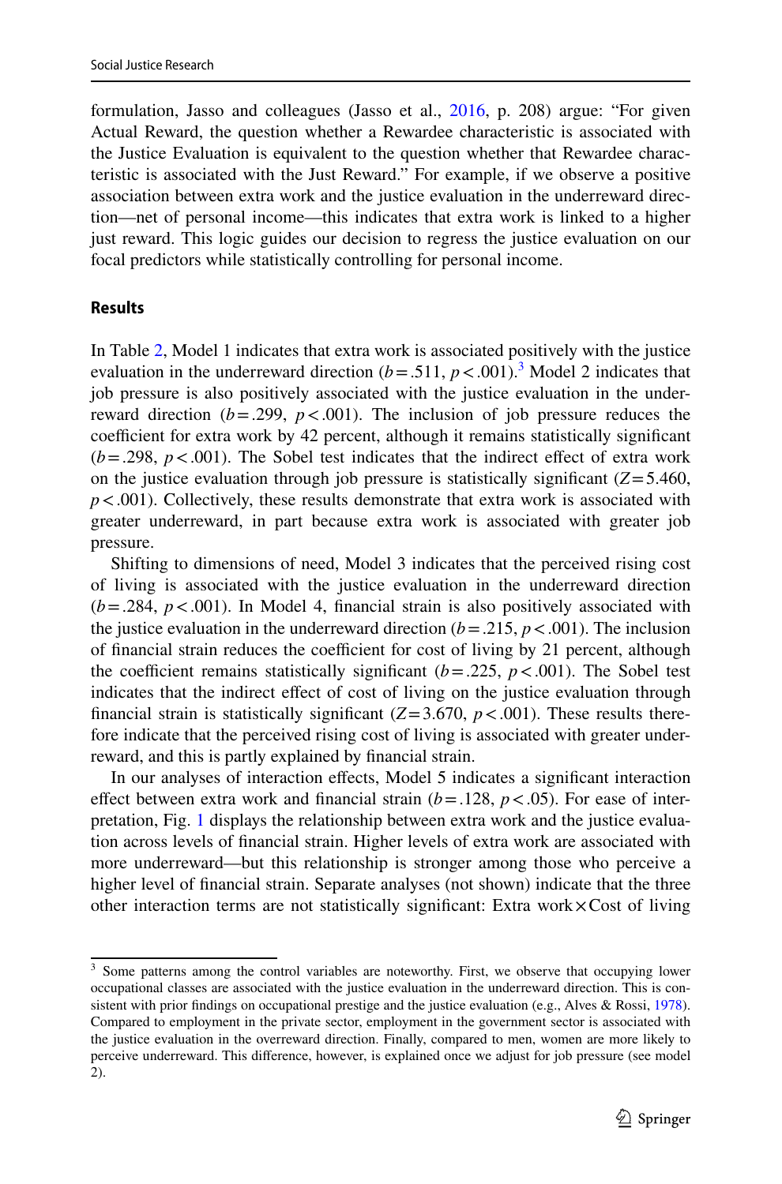formulation, Jasso and colleagues (Jasso et al., 2016, p. 208) argue: "For given Actual Reward, the question whether a Rewardee characteristic is associated with the Justice Evaluation is equivalent to the question whether that Rewardee characteristic is associated with the Just Reward." For example, if we observe a positive association between extra work and the justice evaluation in the underreward direction—net of personal income—this indicates that extra work is linked to a higher just reward. This logic guides our decision to regress the justice evaluation on our focal predictors while statistically controlling for personal income.

## Results

In Table 2, Model 1 indicates that extra work is associated positively with the justice evaluation in the underreward direction ($b = .511$, $p < .001$).[3] Model 2 indicates that job pressure is also positively associated with the justice evaluation in the underreward direction ($b = .299$, $p < .001$). The inclusion of job pressure reduces the coefficient for extra work by 42 percent, although it remains statistically significant ($b = .298$, $p < .001$). The Sobel test indicates that the indirect effect of extra work on the justice evaluation through job pressure is statistically significant ($Z = 5.460$, $p < .001$). Collectively, these results demonstrate that extra work is associated with greater underreward, in part because extra work is associated with greater job pressure.

Shifting to dimensions of need, Model 3 indicates that the perceived rising cost of living is associated with the justice evaluation in the underreward direction ($b = .284$, $p < .001$). In Model 4, financial strain is also positively associated with the justice evaluation in the underreward direction ($b = .215$, $p < .001$). The inclusion of financial strain reduces the coefficient for cost of living by 21 percent, although the coefficient remains statistically significant ($b = .225$, $p < .001$). The Sobel test indicates that the indirect effect of cost of living on the justice evaluation through financial strain is statistically significant ($Z = 3.670$, $p < .001$). These results therefore indicate that the perceived rising cost of living is associated with greater underreward, and this is partly explained by financial strain.

In our analyses of interaction effects, Model 5 indicates a significant interaction effect between extra work and financial strain ($b = .128$, $p < .05$). For ease of interpretation, Fig. 1 displays the relationship between extra work and the justice evaluation across levels of financial strain. Higher levels of extra work are associated with more underreward—but this relationship is stronger among those who perceive a higher level of financial strain. Separate analyses (not shown) indicate that the three other interaction terms are not statistically significant: Extra work × Cost of living

---

[3] Some patterns among the control variables are noteworthy. First, we observe that occupying lower occupational classes are associated with the justice evaluation in the underreward direction. This is consistent with prior findings on occupational prestige and the justice evaluation (e.g., Alves & Rossi, 1978). Compared to employment in the private sector, employment in the government sector is associated with the justice evaluation in the overreward direction. Finally, compared to men, women are more likely to perceive underreward. This difference, however, is explained once we adjust for job pressure (see model 2).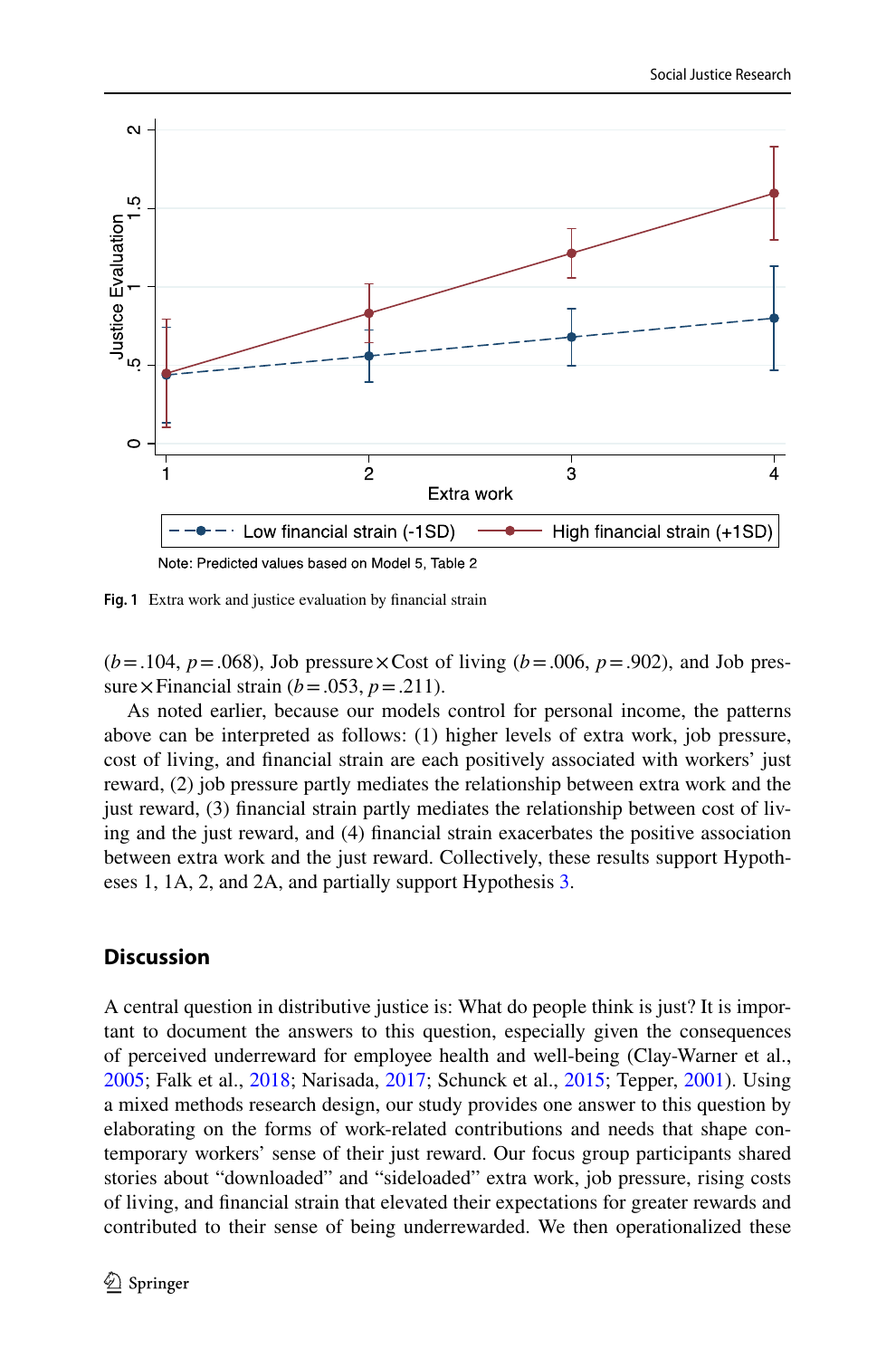Fig. 1 Extra work and justice evaluation by financial strain

($b = .104$, $p = .068$), Job pressure × Cost of living ($b = .006$, $p = .902$), and Job pressure × Financial strain ($b = .053$, $p = .211$).

As noted earlier, because our models control for personal income, the patterns above can be interpreted as follows: (1) higher levels of extra work, job pressure, cost of living, and financial strain are each positively associated with workers' just reward, (2) job pressure partly mediates the relationship between extra work and the just reward, (3) financial strain partly mediates the relationship between cost of living and the just reward, and (4) financial strain exacerbates the positive association between extra work and the just reward. Collectively, these results support Hypotheses 1, 1A, 2, and 2A, and partially support Hypothesis 3.

## Discussion

A central question in distributive justice is: What do people think is just? It is important to document the answers to this question, especially given the consequences of perceived underreward for employee health and well-being (Clay-Warner et al., 2005; Falk et al., 2018; Narisada, 2017; Schunck et al., 2015; Tepper, 2001). Using a mixed methods research design, our study provides one answer to this question by elaborating on the forms of work-related contributions and needs that shape contemporary workers' sense of their just reward. Our focus group participants shared stories about "downloaded" and "sideloaded" extra work, job pressure, rising costs of living, and financial strain that elevated their expectations for greater rewards and contributed to their sense of being underrewarded. We then operationalized these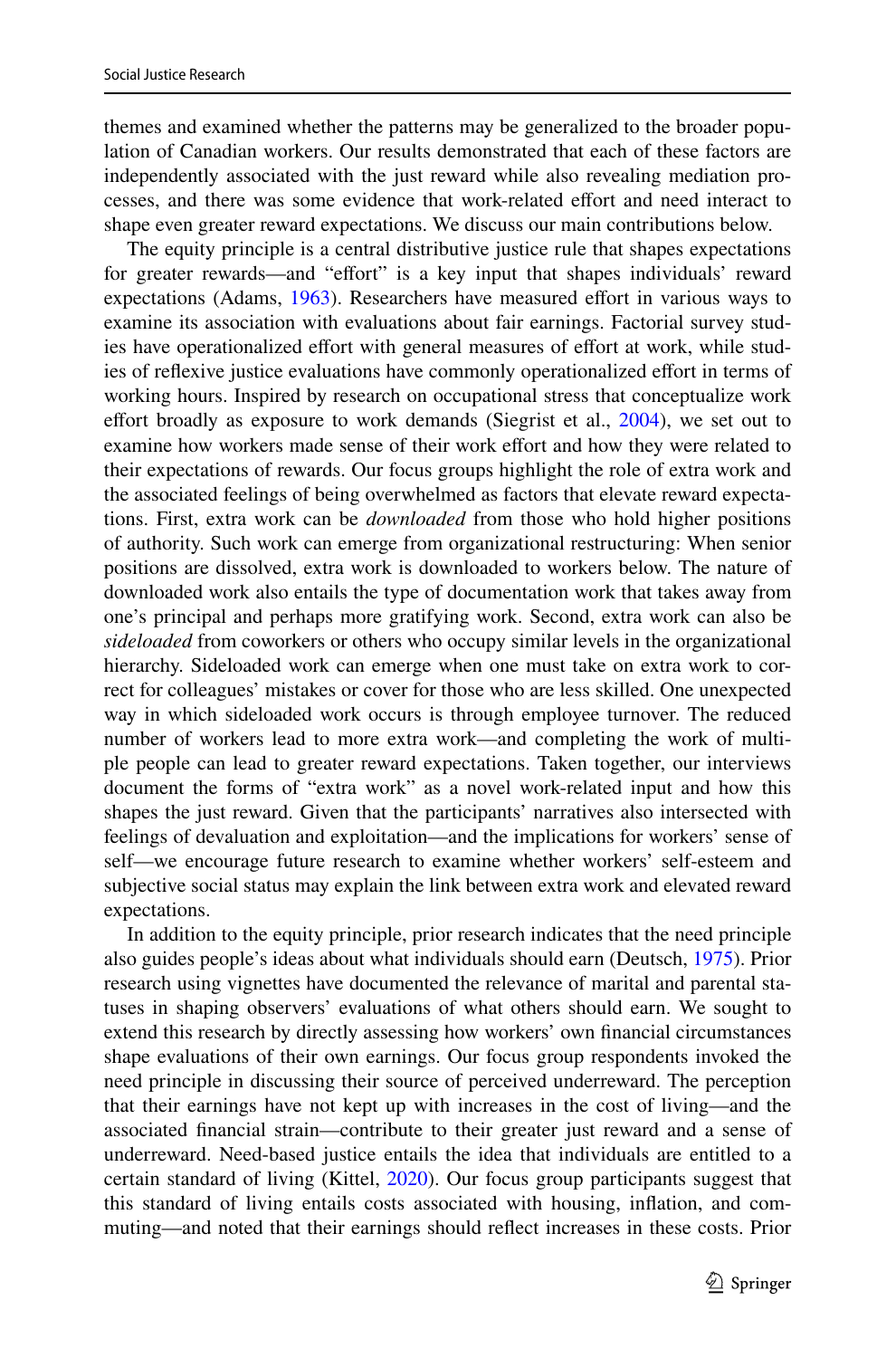themes and examined whether the patterns may be generalized to the broader population of Canadian workers. Our results demonstrated that each of these factors are independently associated with the just reward while also revealing mediation processes, and there was some evidence that work-related effort and need interact to shape even greater reward expectations. We discuss our main contributions below.

The equity principle is a central distributive justice rule that shapes expectations for greater rewards—and "effort" is a key input that shapes individuals' reward expectations (Adams, 1963). Researchers have measured effort in various ways to examine its association with evaluations about fair earnings. Factorial survey studies have operationalized effort with general measures of effort at work, while studies of reflexive justice evaluations have commonly operationalized effort in terms of working hours. Inspired by research on occupational stress that conceptualize work effort broadly as exposure to work demands (Siegrist et al., 2004), we set out to examine how workers made sense of their work effort and how they were related to their expectations of rewards. Our focus groups highlight the role of extra work and the associated feelings of being overwhelmed as factors that elevate reward expectations. First, extra work can be *downloaded* from those who hold higher positions of authority. Such work can emerge from organizational restructuring: When senior positions are dissolved, extra work is downloaded to workers below. The nature of downloaded work also entails the type of documentation work that takes away from one's principal and perhaps more gratifying work. Second, extra work can also be *sideloaded* from coworkers or others who occupy similar levels in the organizational hierarchy. Sideloaded work can emerge when one must take on extra work to correct for colleagues' mistakes or cover for those who are less skilled. One unexpected way in which sideloaded work occurs is through employee turnover. The reduced number of workers lead to more extra work—and completing the work of multiple people can lead to greater reward expectations. Taken together, our interviews document the forms of "extra work" as a novel work-related input and how this shapes the just reward. Given that the participants' narratives also intersected with feelings of devaluation and exploitation—and the implications for workers' sense of self—we encourage future research to examine whether workers' self-esteem and subjective social status may explain the link between extra work and elevated reward expectations.

In addition to the equity principle, prior research indicates that the need principle also guides people's ideas about what individuals should earn (Deutsch, 1975). Prior research using vignettes have documented the relevance of marital and parental statuses in shaping observers' evaluations of what others should earn. We sought to extend this research by directly assessing how workers' own financial circumstances shape evaluations of their own earnings. Our focus group respondents invoked the need principle in discussing their source of perceived underreward. The perception that their earnings have not kept up with increases in the cost of living—and the associated financial strain—contribute to their greater just reward and a sense of underreward. Need-based justice entails the idea that individuals are entitled to a certain standard of living (Kittel, 2020). Our focus group participants suggest that this standard of living entails costs associated with housing, inflation, and commuting—and noted that their earnings should reflect increases in these costs. Prior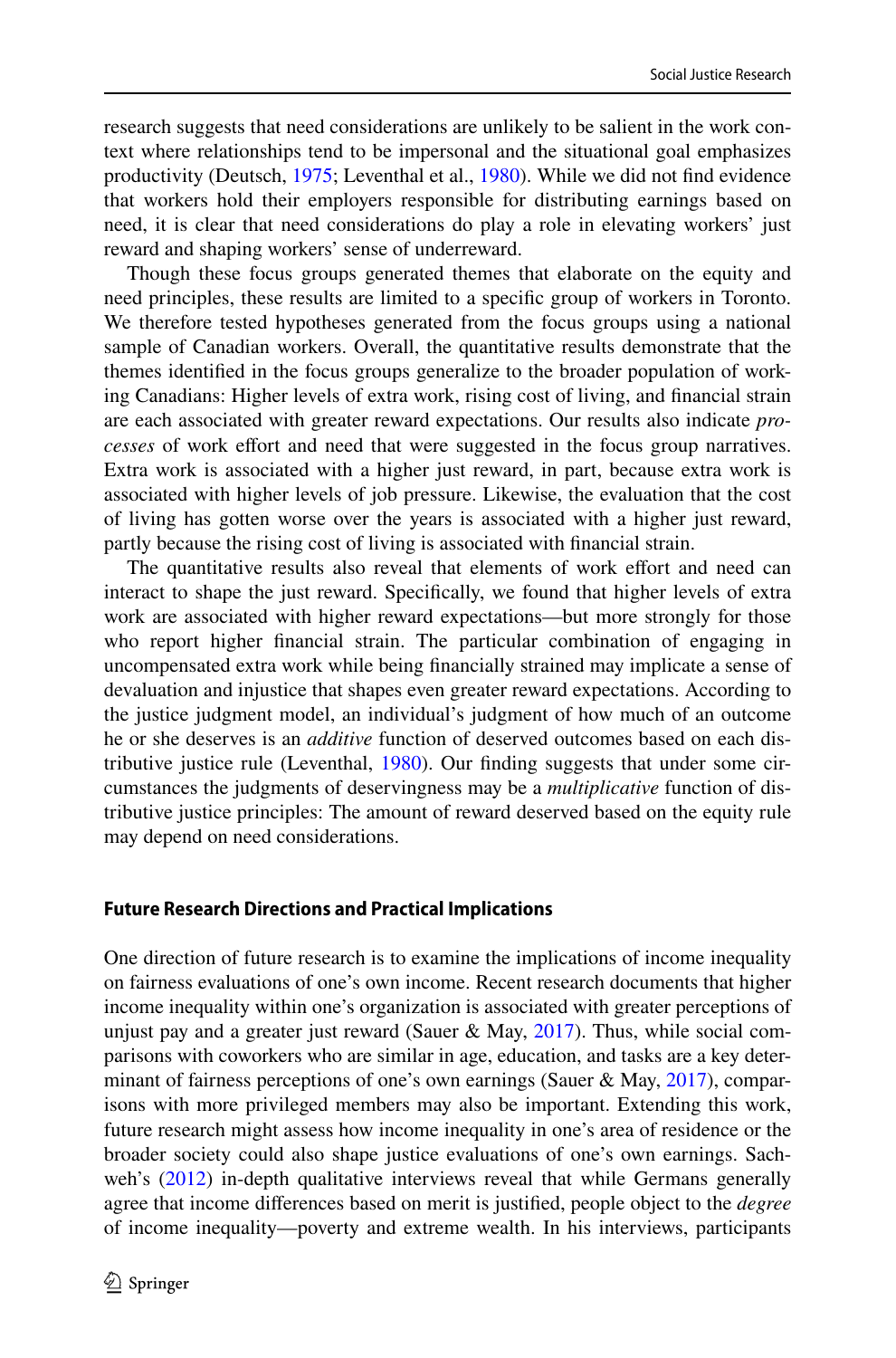research suggests that need considerations are unlikely to be salient in the work context where relationships tend to be impersonal and the situational goal emphasizes productivity (Deutsch, 1975; Leventhal et al., 1980). While we did not find evidence that workers hold their employers responsible for distributing earnings based on need, it is clear that need considerations do play a role in elevating workers' just reward and shaping workers' sense of underreward.

Though these focus groups generated themes that elaborate on the equity and need principles, these results are limited to a specific group of workers in Toronto. We therefore tested hypotheses generated from the focus groups using a national sample of Canadian workers. Overall, the quantitative results demonstrate that the themes identified in the focus groups generalize to the broader population of working Canadians: Higher levels of extra work, rising cost of living, and financial strain are each associated with greater reward expectations. Our results also indicate *processes* of work effort and need that were suggested in the focus group narratives. Extra work is associated with a higher just reward, in part, because extra work is associated with higher levels of job pressure. Likewise, the evaluation that the cost of living has gotten worse over the years is associated with a higher just reward, partly because the rising cost of living is associated with financial strain.

The quantitative results also reveal that elements of work effort and need can interact to shape the just reward. Specifically, we found that higher levels of extra work are associated with higher reward expectations—but more strongly for those who report higher financial strain. The particular combination of engaging in uncompensated extra work while being financially strained may implicate a sense of devaluation and injustice that shapes even greater reward expectations. According to the justice judgment model, an individual's judgment of how much of an outcome he or she deserves is an *additive* function of deserved outcomes based on each distributive justice rule (Leventhal, 1980). Our finding suggests that under some circumstances the judgments of deservingness may be a *multiplicative* function of distributive justice principles: The amount of reward deserved based on the equity rule may depend on need considerations.

### Future Research Directions and Practical Implications

One direction of future research is to examine the implications of income inequality on fairness evaluations of one's own income. Recent research documents that higher income inequality within one's organization is associated with greater perceptions of unjust pay and a greater just reward (Sauer & May, 2017). Thus, while social comparisons with coworkers who are similar in age, education, and tasks are a key determinant of fairness perceptions of one's own earnings (Sauer & May, 2017), comparisons with more privileged members may also be important. Extending this work, future research might assess how income inequality in one's area of residence or the broader society could also shape justice evaluations of one's own earnings. Sachweh's (2012) in-depth qualitative interviews reveal that while Germans generally agree that income differences based on merit is justified, people object to the *degree* of income inequality—poverty and extreme wealth. In his interviews, participants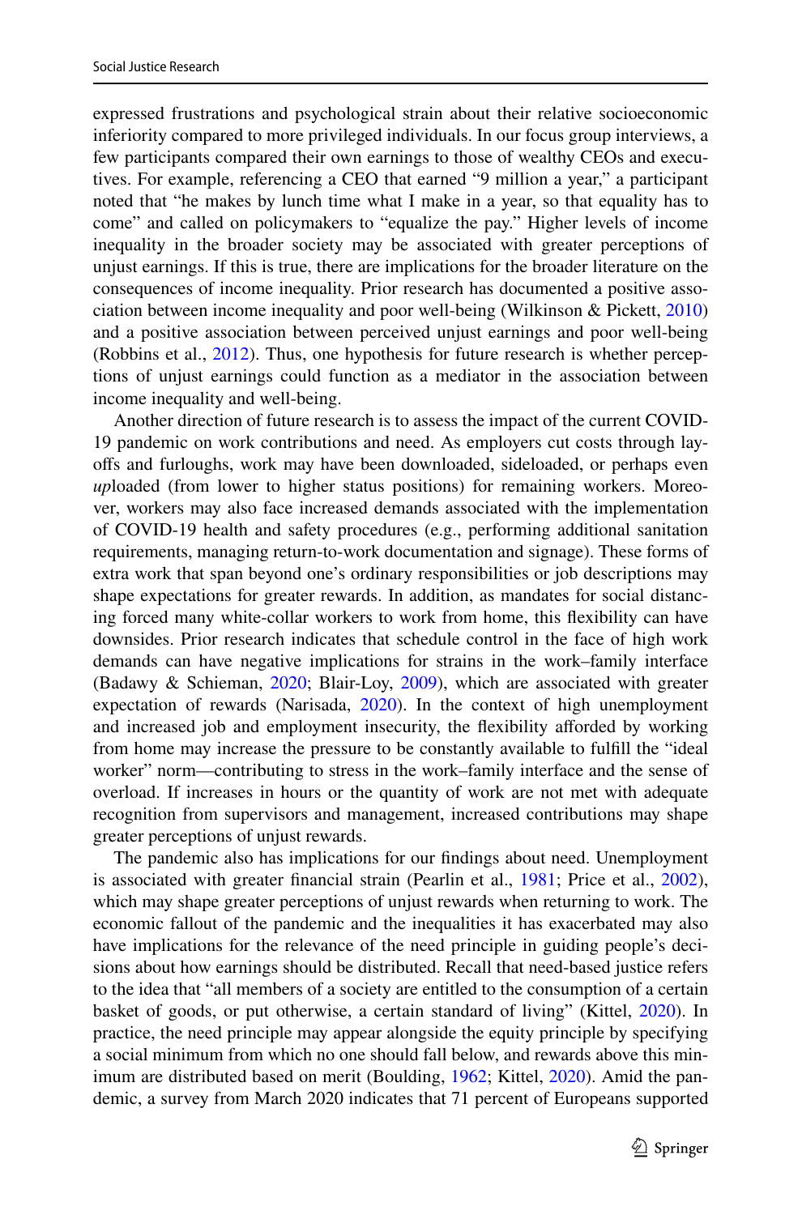expressed frustrations and psychological strain about their relative socioeconomic inferiority compared to more privileged individuals. In our focus group interviews, a few participants compared their own earnings to those of wealthy CEOs and executives. For example, referencing a CEO that earned "9 million a year," a participant noted that "he makes by lunch time what I make in a year, so that equality has to come" and called on policymakers to "equalize the pay." Higher levels of income inequality in the broader society may be associated with greater perceptions of unjust earnings. If this is true, there are implications for the broader literature on the consequences of income inequality. Prior research has documented a positive association between income inequality and poor well-being (Wilkinson & Pickett, 2010) and a positive association between perceived unjust earnings and poor well-being (Robbins et al., 2012). Thus, one hypothesis for future research is whether perceptions of unjust earnings could function as a mediator in the association between income inequality and well-being.

Another direction of future research is to assess the impact of the current COVID-19 pandemic on work contributions and need. As employers cut costs through layoffs and furloughs, work may have been downloaded, sideloaded, or perhaps even *up*loaded (from lower to higher status positions) for remaining workers. Moreover, workers may also face increased demands associated with the implementation of COVID-19 health and safety procedures (e.g., performing additional sanitation requirements, managing return-to-work documentation and signage). These forms of extra work that span beyond one's ordinary responsibilities or job descriptions may shape expectations for greater rewards. In addition, as mandates for social distancing forced many white-collar workers to work from home, this flexibility can have downsides. Prior research indicates that schedule control in the face of high work demands can have negative implications for strains in the work–family interface (Badawy & Schieman, 2020; Blair-Loy, 2009), which are associated with greater expectation of rewards (Narisada, 2020). In the context of high unemployment and increased job and employment insecurity, the flexibility afforded by working from home may increase the pressure to be constantly available to fulfill the "ideal worker" norm—contributing to stress in the work–family interface and the sense of overload. If increases in hours or the quantity of work are not met with adequate recognition from supervisors and management, increased contributions may shape greater perceptions of unjust rewards.

The pandemic also has implications for our findings about need. Unemployment is associated with greater financial strain (Pearlin et al., 1981; Price et al., 2002), which may shape greater perceptions of unjust rewards when returning to work. The economic fallout of the pandemic and the inequalities it has exacerbated may also have implications for the relevance of the need principle in guiding people's decisions about how earnings should be distributed. Recall that need-based justice refers to the idea that "all members of a society are entitled to the consumption of a certain basket of goods, or put otherwise, a certain standard of living" (Kittel, 2020). In practice, the need principle may appear alongside the equity principle by specifying a social minimum from which no one should fall below, and rewards above this minimum are distributed based on merit (Boulding, 1962; Kittel, 2020). Amid the pandemic, a survey from March 2020 indicates that 71 percent of Europeans supported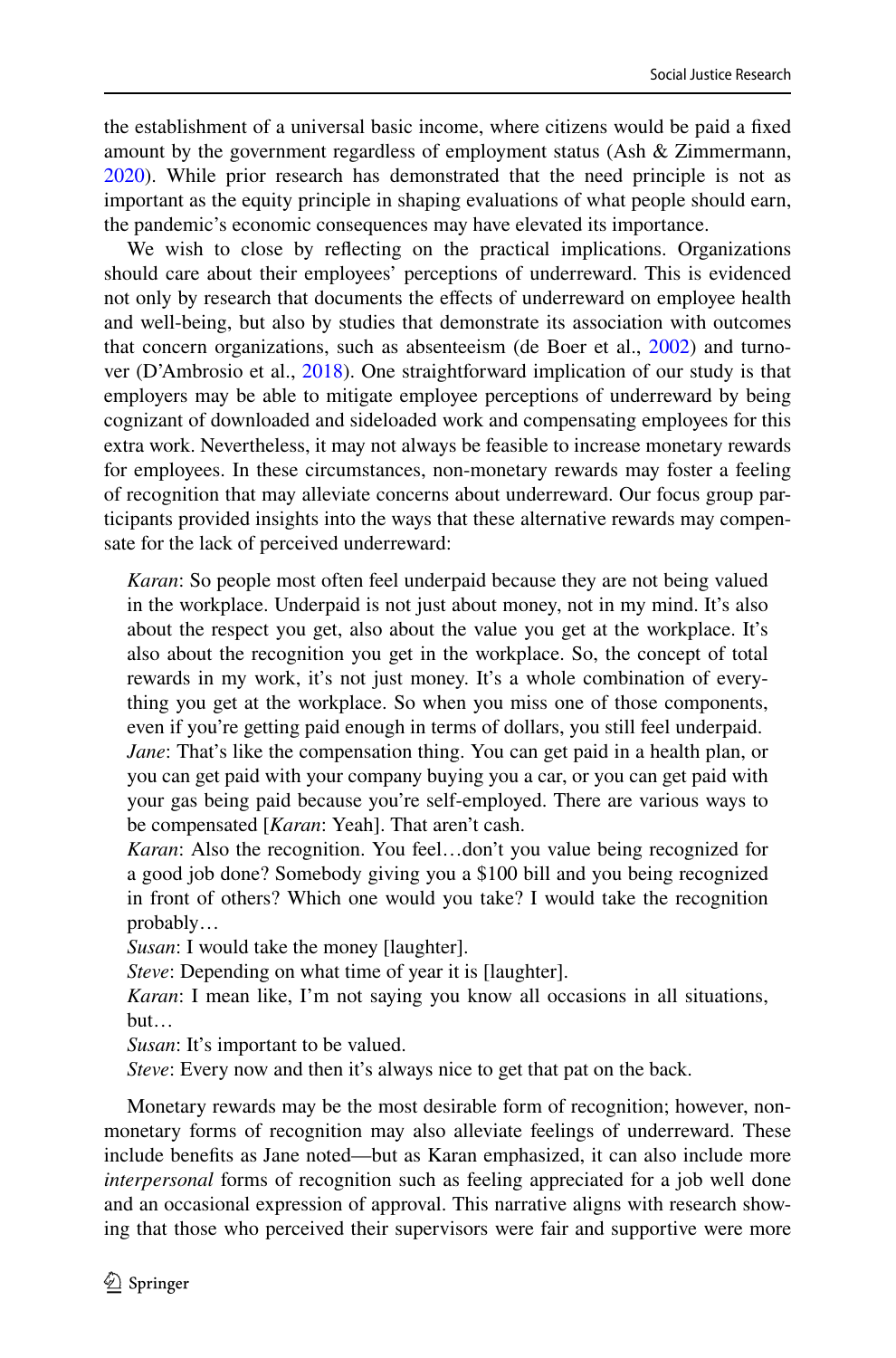the establishment of a universal basic income, where citizens would be paid a fixed amount by the government regardless of employment status (Ash & Zimmermann, 2020). While prior research has demonstrated that the need principle is not as important as the equity principle in shaping evaluations of what people should earn, the pandemic's economic consequences may have elevated its importance.

We wish to close by reflecting on the practical implications. Organizations should care about their employees' perceptions of underreward. This is evidenced not only by research that documents the effects of underreward on employee health and well-being, but also by studies that demonstrate its association with outcomes that concern organizations, such as absenteeism (de Boer et al., 2002) and turnover (D'Ambrosio et al., 2018). One straightforward implication of our study is that employers may be able to mitigate employee perceptions of underreward by being cognizant of downloaded and sideloaded work and compensating employees for this extra work. Nevertheless, it may not always be feasible to increase monetary rewards for employees. In these circumstances, non-monetary rewards may foster a feeling of recognition that may alleviate concerns about underreward. Our focus group participants provided insights into the ways that these alternative rewards may compensate for the lack of perceived underreward:

> *Karan*: So people most often feel underpaid because they are not being valued in the workplace. Underpaid is not just about money, not in my mind. It's also about the respect you get, also about the value you get at the workplace. It's also about the recognition you get in the workplace. So, the concept of total rewards in my work, it's not just money. It's a whole combination of everything you get at the workplace. So when you miss one of those components, even if you're getting paid enough in terms of dollars, you still feel underpaid.
> *Jane*: That's like the compensation thing. You can get paid in a health plan, or you can get paid with your company buying you a car, or you can get paid with your gas being paid because you're self-employed. There are various ways to be compensated [*Karan*: Yeah]. That aren't cash.
> *Karan*: Also the recognition. You feel…don't you value being recognized for a good job done? Somebody giving you a $100 bill and you being recognized in front of others? Which one would you take? I would take the recognition probably…
> *Susan*: I would take the money [laughter].
> *Steve*: Depending on what time of year it is [laughter].
> *Karan*: I mean like, I'm not saying you know all occasions in all situations, but…
> *Susan*: It's important to be valued.
> *Steve*: Every now and then it's always nice to get that pat on the back.

Monetary rewards may be the most desirable form of recognition; however, non-monetary forms of recognition may also alleviate feelings of underreward. These include benefits as Jane noted—but as Karan emphasized, it can also include more *interpersonal* forms of recognition such as feeling appreciated for a job well done and an occasional expression of approval. This narrative aligns with research showing that those who perceived their supervisors were fair and supportive were more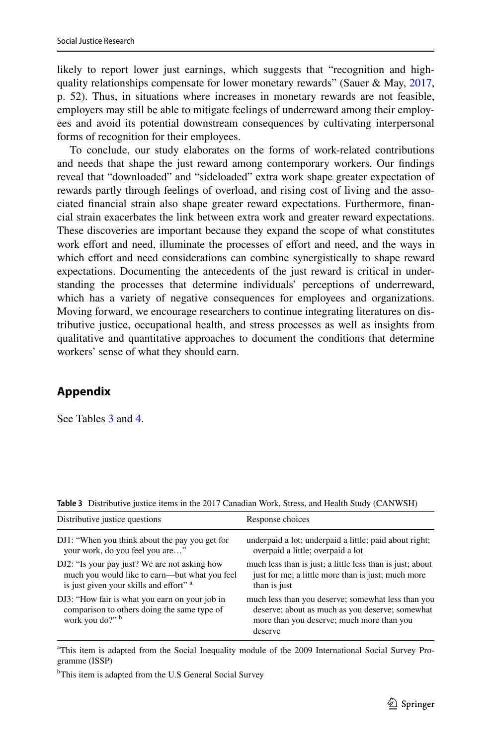likely to report lower just earnings, which suggests that "recognition and high-quality relationships compensate for lower monetary rewards" (Sauer & May, 2017, p. 52). Thus, in situations where increases in monetary rewards are not feasible, employers may still be able to mitigate feelings of underreward among their employees and avoid its potential downstream consequences by cultivating interpersonal forms of recognition for their employees.

To conclude, our study elaborates on the forms of work-related contributions and needs that shape the just reward among contemporary workers. Our findings reveal that "downloaded" and "sideloaded" extra work shape greater expectation of rewards partly through feelings of overload, and rising cost of living and the associated financial strain also shape greater reward expectations. Furthermore, financial strain exacerbates the link between extra work and greater reward expectations. These discoveries are important because they expand the scope of what constitutes work effort and need, illuminate the processes of effort and need, and the ways in which effort and need considerations can combine synergistically to shape reward expectations. Documenting the antecedents of the just reward is critical in understanding the processes that determine individuals' perceptions of underreward, which has a variety of negative consequences for employees and organizations. Moving forward, we encourage researchers to continue integrating literatures on distributive justice, occupational health, and stress processes as well as insights from qualitative and quantitative approaches to document the conditions that determine workers' sense of what they should earn.

## Appendix

See Tables 3 and 4.

**Table 3** Distributive justice items in the 2017 Canadian Work, Stress, and Health Study (CANWSH)

| Distributive justice questions | Response choices |
|---|---|
| DJ1: "When you think about the pay you get for your work, do you feel you are…" | underpaid a lot; underpaid a little; paid about right; overpaid a little; overpaid a lot |
| DJ2: "Is your pay just? We are not asking how much you would like to earn—but what you feel is just given your skills and effort" [a] | much less than is just; a little less than is just; about just for me; a little more than is just; much more than is just |
| DJ3: "How fair is what you earn on your job in comparison to others doing the same type of work you do?" [b] | much less than you deserve; somewhat less than you deserve; about as much as you deserve; somewhat more than you deserve; much more than you deserve |

[a]This item is adapted from the Social Inequality module of the 2009 International Social Survey Programme (ISSP)

[b]This item is adapted from the U.S General Social Survey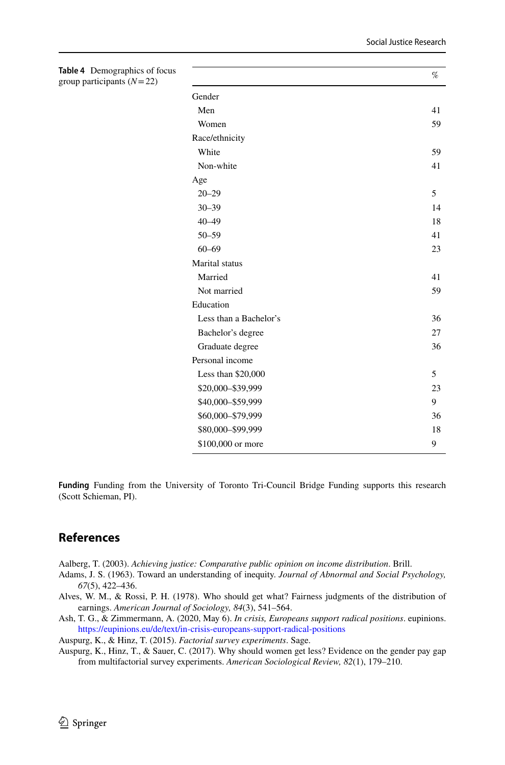**Table 4** Demographics of focus group participants ($N=22$)

| | % |
|---|---|
| Gender | |
| Men | 41 |
| Women | 59 |
| Race/ethnicity | |
| White | 59 |
| Non-white | 41 |
| Age | |
| 20–29 | 5 |
| 30–39 | 14 |
| 40–49 | 18 |
| 50–59 | 41 |
| 60–69 | 23 |
| Marital status | |
| Married | 41 |
| Not married | 59 |
| Education | |
| Less than a Bachelor's | 36 |
| Bachelor's degree | 27 |
| Graduate degree | 36 |
| Personal income | |
| Less than $20,000 | 5 |
| $20,000–$39,999 | 23 |
| $40,000–$59,999 | 9 |
| $60,000–$79,999 | 36 |
| $80,000–$99,999 | 18 |
| $100,000 or more | 9 |

**Funding** Funding from the University of Toronto Tri-Council Bridge Funding supports this research (Scott Schieman, PI).

## References

Aalberg, T. (2003). *Achieving justice: Comparative public opinion on income distribution*. Brill.

Adams, J. S. (1963). Toward an understanding of inequity. *Journal of Abnormal and Social Psychology, 67*(5), 422–436.

Alves, W. M., & Rossi, P. H. (1978). Who should get what? Fairness judgments of the distribution of earnings. *American Journal of Sociology, 84*(3), 541–564.

Ash, T. G., & Zimmermann, A. (2020, May 6). *In crisis, Europeans support radical positions*. eupinions. https://eupinions.eu/de/text/in-crisis-europeans-support-radical-positions

Auspurg, K., & Hinz, T. (2015). *Factorial survey experiments*. Sage.

Auspurg, K., Hinz, T., & Sauer, C. (2017). Why should women get less? Evidence on the gender pay gap from multifactorial survey experiments. *American Sociological Review, 82*(1), 179–210.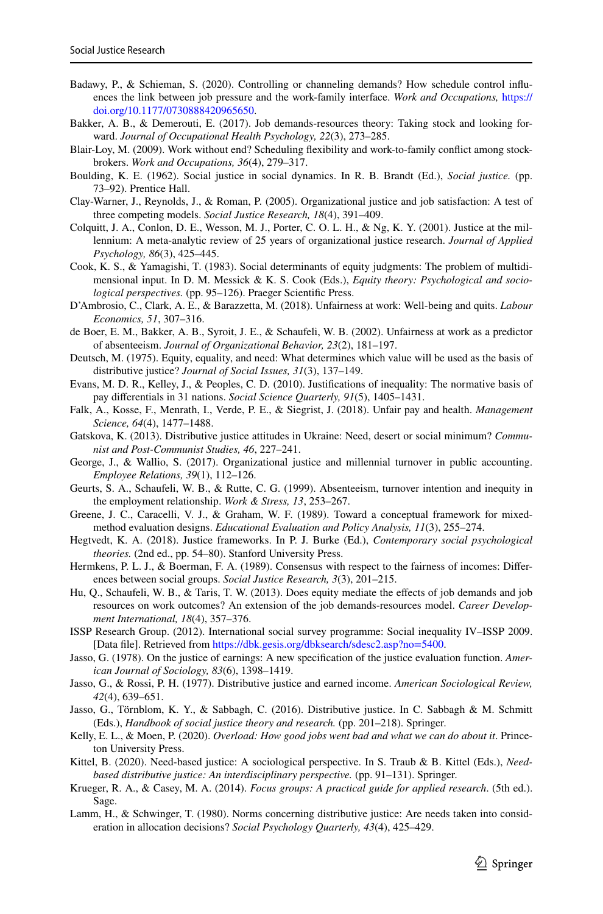Badawy, P., & Schieman, S. (2020). Controlling or channeling demands? How schedule control influences the link between job pressure and the work-family interface. *Work and Occupations,* https://doi.org/10.1177/0730888420965650.

Bakker, A. B., & Demerouti, E. (2017). Job demands-resources theory: Taking stock and looking forward. *Journal of Occupational Health Psychology, 22*(3), 273–285.

Blair-Loy, M. (2009). Work without end? Scheduling flexibility and work-to-family conflict among stockbrokers. *Work and Occupations, 36*(4), 279–317.

Boulding, K. E. (1962). Social justice in social dynamics. In R. B. Brandt (Ed.), *Social justice.* (pp. 73–92). Prentice Hall.

Clay-Warner, J., Reynolds, J., & Roman, P. (2005). Organizational justice and job satisfaction: A test of three competing models. *Social Justice Research, 18*(4), 391–409.

Colquitt, J. A., Conlon, D. E., Wesson, M. J., Porter, C. O. L. H., & Ng, K. Y. (2001). Justice at the millennium: A meta-analytic review of 25 years of organizational justice research. *Journal of Applied Psychology, 86*(3), 425–445.

Cook, K. S., & Yamagishi, T. (1983). Social determinants of equity judgments: The problem of multidimensional input. In D. M. Messick & K. S. Cook (Eds.), *Equity theory: Psychological and sociological perspectives.* (pp. 95–126). Praeger Scientific Press.

D'Ambrosio, C., Clark, A. E., & Barazzetta, M. (2018). Unfairness at work: Well-being and quits. *Labour Economics, 51*, 307–316.

de Boer, E. M., Bakker, A. B., Syroit, J. E., & Schaufeli, W. B. (2002). Unfairness at work as a predictor of absenteeism. *Journal of Organizational Behavior, 23*(2), 181–197.

Deutsch, M. (1975). Equity, equality, and need: What determines which value will be used as the basis of distributive justice? *Journal of Social Issues, 31*(3), 137–149.

Evans, M. D. R., Kelley, J., & Peoples, C. D. (2010). Justifications of inequality: The normative basis of pay differentials in 31 nations. *Social Science Quarterly, 91*(5), 1405–1431.

Falk, A., Kosse, F., Menrath, I., Verde, P. E., & Siegrist, J. (2018). Unfair pay and health. *Management Science, 64*(4), 1477–1488.

Gatskova, K. (2013). Distributive justice attitudes in Ukraine: Need, desert or social minimum? *Communist and Post-Communist Studies, 46*, 227–241.

George, J., & Wallio, S. (2017). Organizational justice and millennial turnover in public accounting. *Employee Relations, 39*(1), 112–126.

Geurts, S. A., Schaufeli, W. B., & Rutte, C. G. (1999). Absenteeism, turnover intention and inequity in the employment relationship. *Work & Stress, 13*, 253–267.

Greene, J. C., Caracelli, V. J., & Graham, W. F. (1989). Toward a conceptual framework for mixed-method evaluation designs. *Educational Evaluation and Policy Analysis, 11*(3), 255–274.

Hegtvedt, K. A. (2018). Justice frameworks. In P. J. Burke (Ed.), *Contemporary social psychological theories.* (2nd ed., pp. 54–80). Stanford University Press.

Hermkens, P. L. J., & Boerman, F. A. (1989). Consensus with respect to the fairness of incomes: Differences between social groups. *Social Justice Research, 3*(3), 201–215.

Hu, Q., Schaufeli, W. B., & Taris, T. W. (2013). Does equity mediate the effects of job demands and job resources on work outcomes? An extension of the job demands-resources model. *Career Development International, 18*(4), 357–376.

ISSP Research Group. (2012). International social survey programme: Social inequality IV–ISSP 2009. [Data file]. Retrieved from https://dbk.gesis.org/dbksearch/sdesc2.asp?no=5400.

Jasso, G. (1978). On the justice of earnings: A new specification of the justice evaluation function. *American Journal of Sociology, 83*(6), 1398–1419.

Jasso, G., & Rossi, P. H. (1977). Distributive justice and earned income. *American Sociological Review, 42*(4), 639–651.

Jasso, G., Törnblom, K. Y., & Sabbagh, C. (2016). Distributive justice. In C. Sabbagh & M. Schmitt (Eds.), *Handbook of social justice theory and research.* (pp. 201–218). Springer.

Kelly, E. L., & Moen, P. (2020). *Overload: How good jobs went bad and what we can do about it*. Princeton University Press.

Kittel, B. (2020). Need-based justice: A sociological perspective. In S. Traub & B. Kittel (Eds.), *Need-based distributive justice: An interdisciplinary perspective.* (pp. 91–131). Springer.

Krueger, R. A., & Casey, M. A. (2014). *Focus groups: A practical guide for applied research*. (5th ed.). Sage.

Lamm, H., & Schwinger, T. (1980). Norms concerning distributive justice: Are needs taken into consideration in allocation decisions? *Social Psychology Quarterly, 43*(4), 425–429.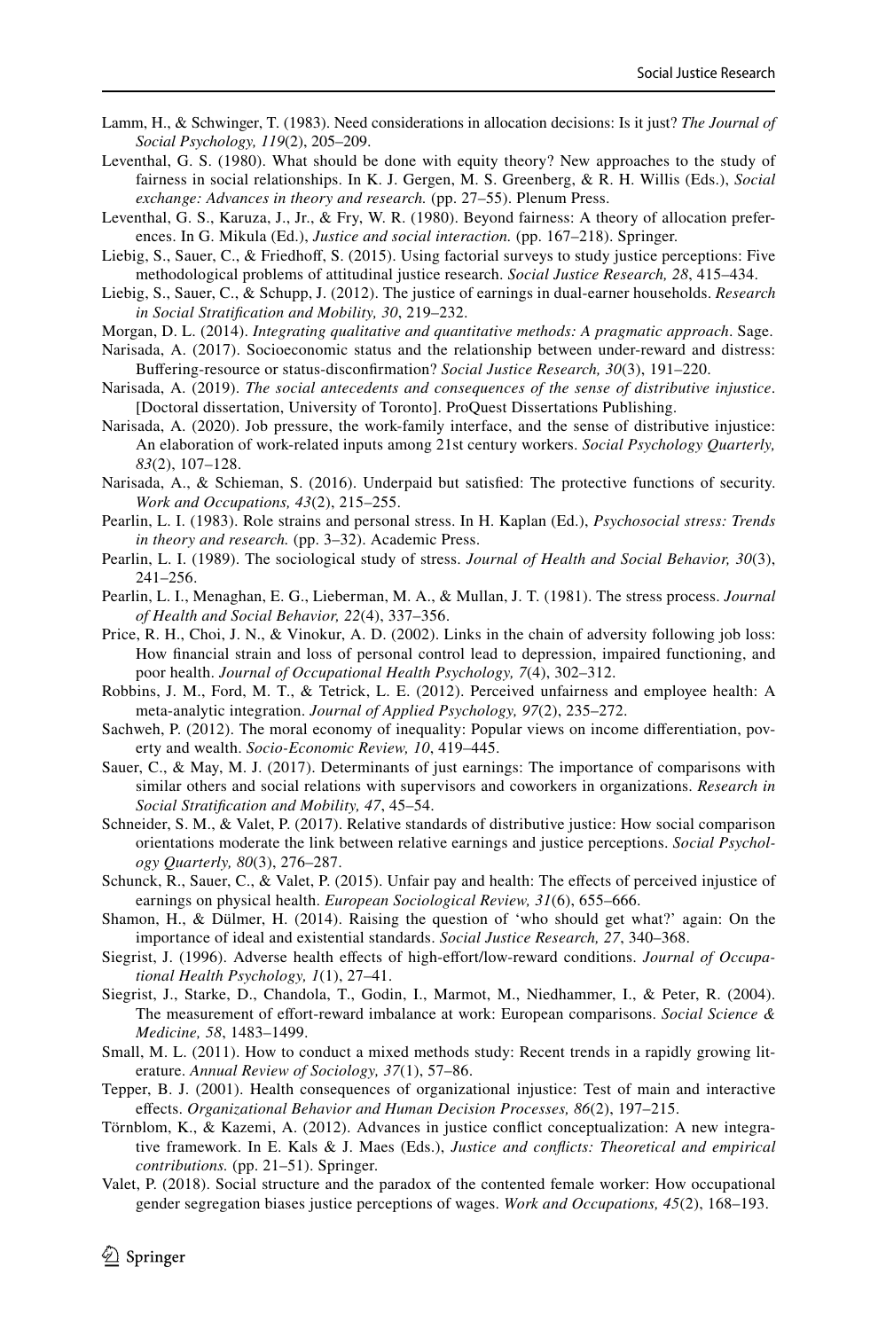Lamm, H., & Schwinger, T. (1983). Need considerations in allocation decisions: Is it just? *The Journal of Social Psychology, 119*(2), 205–209.

Leventhal, G. S. (1980). What should be done with equity theory? New approaches to the study of fairness in social relationships. In K. J. Gergen, M. S. Greenberg, & R. H. Willis (Eds.), *Social exchange: Advances in theory and research.* (pp. 27–55). Plenum Press.

Leventhal, G. S., Karuza, J., Jr., & Fry, W. R. (1980). Beyond fairness: A theory of allocation preferences. In G. Mikula (Ed.), *Justice and social interaction.* (pp. 167–218). Springer.

Liebig, S., Sauer, C., & Friedhoff, S. (2015). Using factorial surveys to study justice perceptions: Five methodological problems of attitudinal justice research. *Social Justice Research, 28*, 415–434.

Liebig, S., Sauer, C., & Schupp, J. (2012). The justice of earnings in dual-earner households. *Research in Social Stratification and Mobility, 30*, 219–232.

Morgan, D. L. (2014). *Integrating qualitative and quantitative methods: A pragmatic approach*. Sage.

Narisada, A. (2017). Socioeconomic status and the relationship between under-reward and distress: Buffering-resource or status-disconfirmation? *Social Justice Research, 30*(3), 191–220.

Narisada, A. (2019). *The social antecedents and consequences of the sense of distributive injustice*. [Doctoral dissertation, University of Toronto]. ProQuest Dissertations Publishing.

Narisada, A. (2020). Job pressure, the work-family interface, and the sense of distributive injustice: An elaboration of work-related inputs among 21st century workers. *Social Psychology Quarterly, 83*(2), 107–128.

Narisada, A., & Schieman, S. (2016). Underpaid but satisfied: The protective functions of security. *Work and Occupations, 43*(2), 215–255.

Pearlin, L. I. (1983). Role strains and personal stress. In H. Kaplan (Ed.), *Psychosocial stress: Trends in theory and research.* (pp. 3–32). Academic Press.

Pearlin, L. I. (1989). The sociological study of stress. *Journal of Health and Social Behavior, 30*(3), 241–256.

Pearlin, L. I., Menaghan, E. G., Lieberman, M. A., & Mullan, J. T. (1981). The stress process. *Journal of Health and Social Behavior, 22*(4), 337–356.

Price, R. H., Choi, J. N., & Vinokur, A. D. (2002). Links in the chain of adversity following job loss: How financial strain and loss of personal control lead to depression, impaired functioning, and poor health. *Journal of Occupational Health Psychology, 7*(4), 302–312.

Robbins, J. M., Ford, M. T., & Tetrick, L. E. (2012). Perceived unfairness and employee health: A meta-analytic integration. *Journal of Applied Psychology, 97*(2), 235–272.

Sachweh, P. (2012). The moral economy of inequality: Popular views on income differentiation, poverty and wealth. *Socio-Economic Review, 10*, 419–445.

Sauer, C., & May, M. J. (2017). Determinants of just earnings: The importance of comparisons with similar others and social relations with supervisors and coworkers in organizations. *Research in Social Stratification and Mobility, 47*, 45–54.

Schneider, S. M., & Valet, P. (2017). Relative standards of distributive justice: How social comparison orientations moderate the link between relative earnings and justice perceptions. *Social Psychology Quarterly, 80*(3), 276–287.

Schunck, R., Sauer, C., & Valet, P. (2015). Unfair pay and health: The effects of perceived injustice of earnings on physical health. *European Sociological Review, 31*(6), 655–666.

Shamon, H., & Dülmer, H. (2014). Raising the question of 'who should get what?' again: On the importance of ideal and existential standards. *Social Justice Research, 27*, 340–368.

Siegrist, J. (1996). Adverse health effects of high-effort/low-reward conditions. *Journal of Occupational Health Psychology, 1*(1), 27–41.

Siegrist, J., Starke, D., Chandola, T., Godin, I., Marmot, M., Niedhammer, I., & Peter, R. (2004). The measurement of effort-reward imbalance at work: European comparisons. *Social Science & Medicine, 58*, 1483–1499.

Small, M. L. (2011). How to conduct a mixed methods study: Recent trends in a rapidly growing literature. *Annual Review of Sociology, 37*(1), 57–86.

Tepper, B. J. (2001). Health consequences of organizational injustice: Test of main and interactive effects. *Organizational Behavior and Human Decision Processes, 86*(2), 197–215.

Törnblom, K., & Kazemi, A. (2012). Advances in justice conflict conceptualization: A new integrative framework. In E. Kals & J. Maes (Eds.), *Justice and conflicts: Theoretical and empirical contributions.* (pp. 21–51). Springer.

Valet, P. (2018). Social structure and the paradox of the contented female worker: How occupational gender segregation biases justice perceptions of wages. *Work and Occupations, 45*(2), 168–193.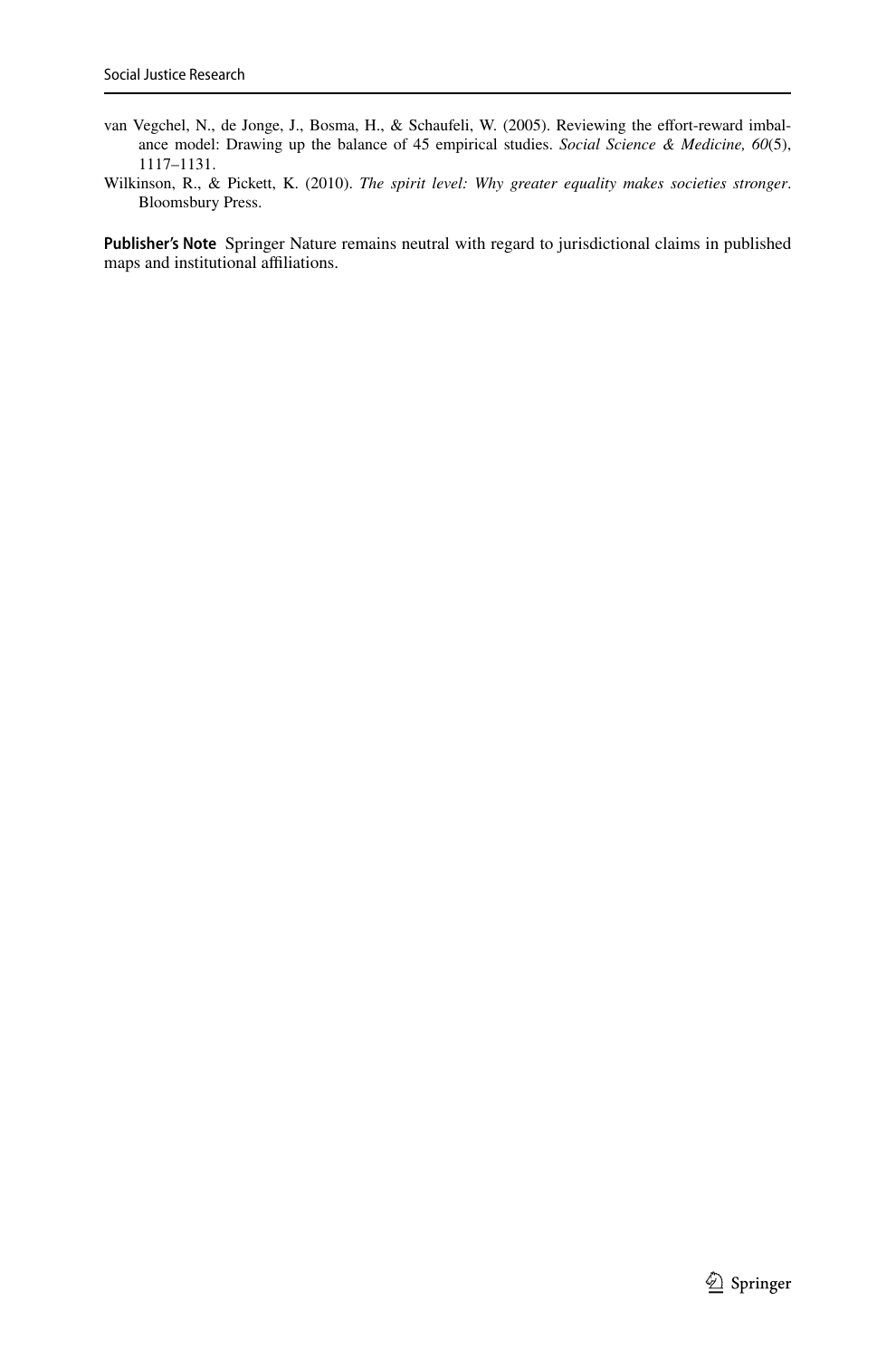van Vegchel, N., de Jonge, J., Bosma, H., & Schaufeli, W. (2005). Reviewing the effort-reward imbalance model: Drawing up the balance of 45 empirical studies. *Social Science & Medicine, 60*(5), 1117–1131.

Wilkinson, R., & Pickett, K. (2010). *The spirit level: Why greater equality makes societies stronger*. Bloomsbury Press.

**Publisher's Note** Springer Nature remains neutral with regard to jurisdictional claims in published maps and institutional affiliations.